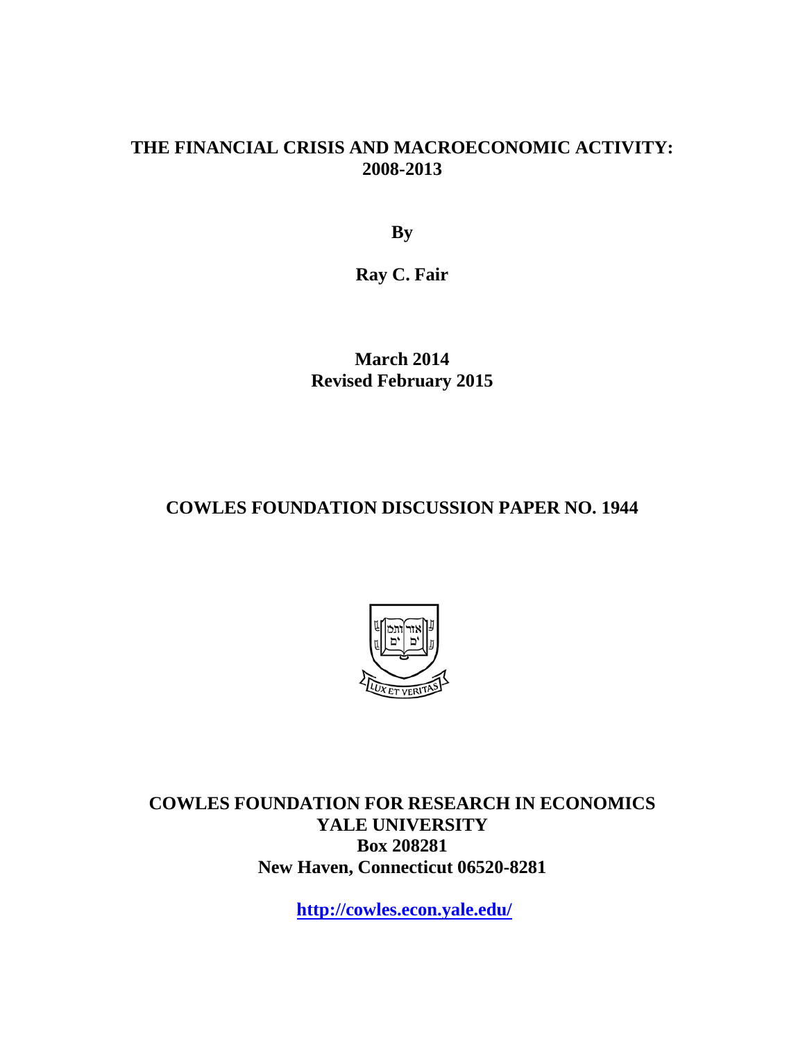# THE FINANCIAL CRISIS AND MACROECONOMIC ACTIVITY: 2008-2013

**By**

**Ray C. Fair**

**March 2014**
**Revised February 2015**

**COWLES FOUNDATION DISCUSSION PAPER NO. 1944**

**COWLES FOUNDATION FOR RESEARCH IN ECONOMICS**
**YALE UNIVERSITY**
**Box 208281**
**New Haven, Connecticut 06520-8281**

**http://cowles.econ.yale.edu/**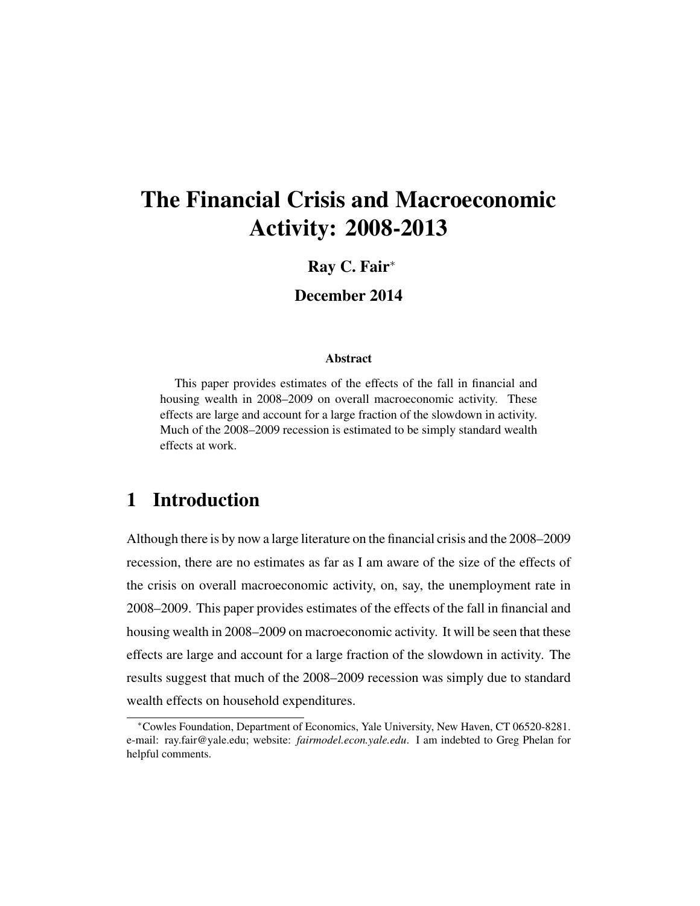# The Financial Crisis and Macroeconomic Activity: 2008-2013

**Ray C. Fair***

**December 2014**

### Abstract

This paper provides estimates of the effects of the fall in financial and housing wealth in 2008–2009 on overall macroeconomic activity. These effects are large and account for a large fraction of the slowdown in activity. Much of the 2008–2009 recession is estimated to be simply standard wealth effects at work.

## 1 Introduction

Although there is by now a large literature on the financial crisis and the 2008–2009 recession, there are no estimates as far as I am aware of the size of the effects of the crisis on overall macroeconomic activity, on, say, the unemployment rate in 2008–2009. This paper provides estimates of the effects of the fall in financial and housing wealth in 2008–2009 on macroeconomic activity. It will be seen that these effects are large and account for a large fraction of the slowdown in activity. The results suggest that much of the 2008–2009 recession was simply due to standard wealth effects on household expenditures.

*Cowles Foundation, Department of Economics, Yale University, New Haven, CT 06520-8281. e-mail: ray.fair@yale.edu; website: *fairmodel.econ.yale.edu*. I am indebted to Greg Phelan for helpful comments.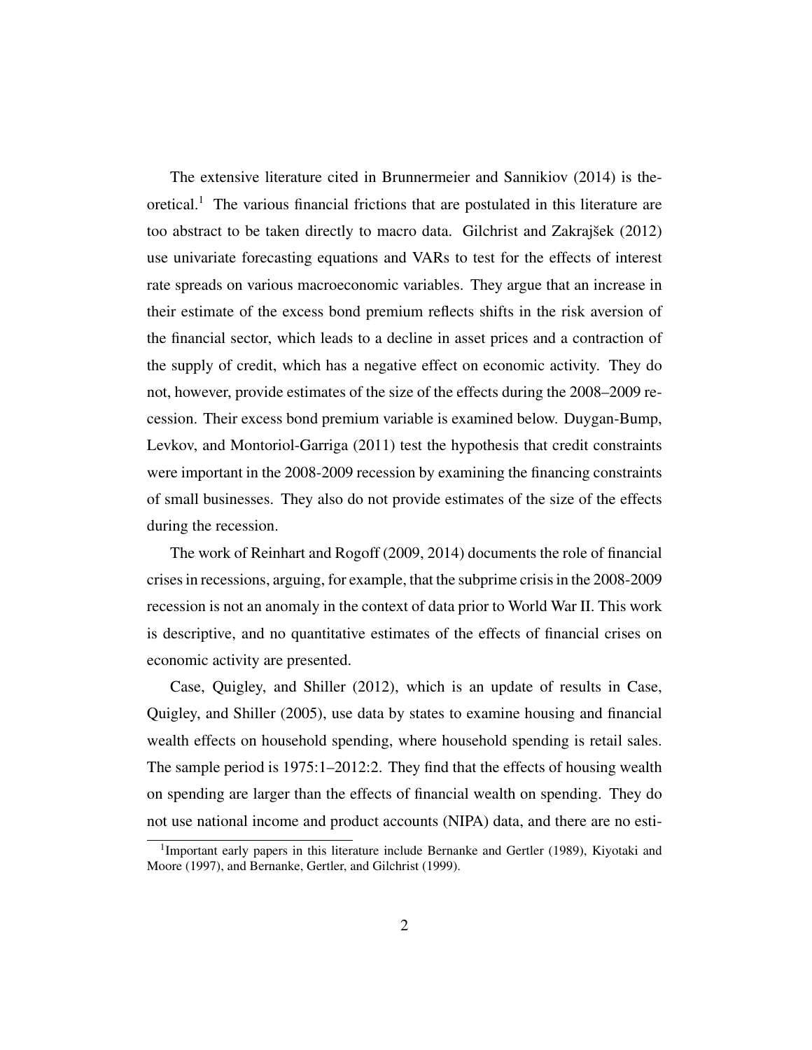The extensive literature cited in Brunnermeier and Sannikiov (2014) is theoretical.[1] The various financial frictions that are postulated in this literature are too abstract to be taken directly to macro data. Gilchrist and Zakrajšek (2012) use univariate forecasting equations and VARs to test for the effects of interest rate spreads on various macroeconomic variables. They argue that an increase in their estimate of the excess bond premium reflects shifts in the risk aversion of the financial sector, which leads to a decline in asset prices and a contraction of the supply of credit, which has a negative effect on economic activity. They do not, however, provide estimates of the size of the effects during the 2008–2009 recession. Their excess bond premium variable is examined below. Duygan-Bump, Levkov, and Montoriol-Garriga (2011) test the hypothesis that credit constraints were important in the 2008-2009 recession by examining the financing constraints of small businesses. They also do not provide estimates of the size of the effects during the recession.

The work of Reinhart and Rogoff (2009, 2014) documents the role of financial crises in recessions, arguing, for example, that the subprime crisis in the 2008-2009 recession is not an anomaly in the context of data prior to World War II. This work is descriptive, and no quantitative estimates of the effects of financial crises on economic activity are presented.

Case, Quigley, and Shiller (2012), which is an update of results in Case, Quigley, and Shiller (2005), use data by states to examine housing and financial wealth effects on household spending, where household spending is retail sales. The sample period is 1975:1–2012:2. They find that the effects of housing wealth on spending are larger than the effects of financial wealth on spending. They do not use national income and product accounts (NIPA) data, and there are no esti-

[1] Important early papers in this literature include Bernanke and Gertler (1989), Kiyotaki and Moore (1997), and Bernanke, Gertler, and Gilchrist (1999).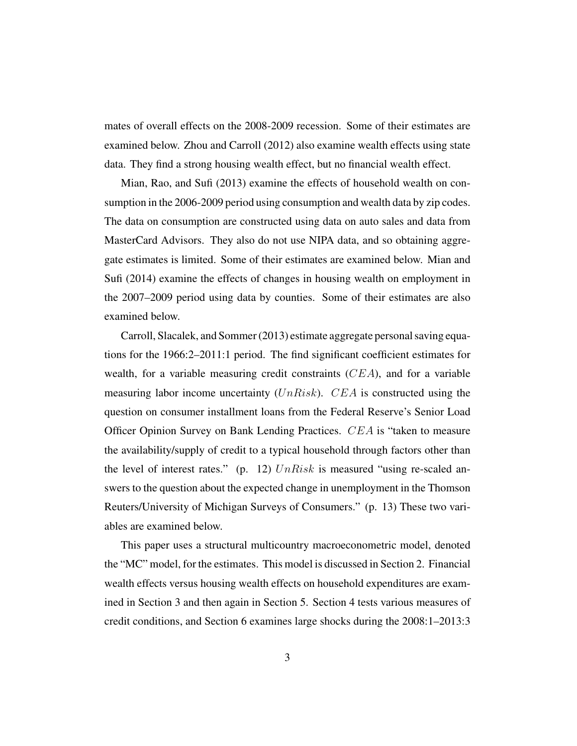mates of overall effects on the 2008-2009 recession. Some of their estimates are examined below. Zhou and Carroll (2012) also examine wealth effects using state data. They find a strong housing wealth effect, but no financial wealth effect.

Mian, Rao, and Sufi (2013) examine the effects of household wealth on consumption in the 2006-2009 period using consumption and wealth data by zip codes. The data on consumption are constructed using data on auto sales and data from MasterCard Advisors. They also do not use NIPA data, and so obtaining aggregate estimates is limited. Some of their estimates are examined below. Mian and Sufi (2014) examine the effects of changes in housing wealth on employment in the 2007–2009 period using data by counties. Some of their estimates are also examined below.

Carroll, Slacalek, and Sommer (2013) estimate aggregate personal saving equations for the 1966:2–2011:1 period. The find significant coefficient estimates for wealth, for a variable measuring credit constraints ($CEA$), and for a variable measuring labor income uncertainty ($UnRisk$). $CEA$ is constructed using the question on consumer installment loans from the Federal Reserve's Senior Load Officer Opinion Survey on Bank Lending Practices. $CEA$ is "taken to measure the availability/supply of credit to a typical household through factors other than the level of interest rates." (p. 12) $UnRisk$ is measured "using re-scaled answers to the question about the expected change in unemployment in the Thomson Reuters/University of Michigan Surveys of Consumers." (p. 13) These two variables are examined below.

This paper uses a structural multicountry macroeconometric model, denoted the "MC" model, for the estimates. This model is discussed in Section 2. Financial wealth effects versus housing wealth effects on household expenditures are examined in Section 3 and then again in Section 5. Section 4 tests various measures of credit conditions, and Section 6 examines large shocks during the 2008:1–2013:3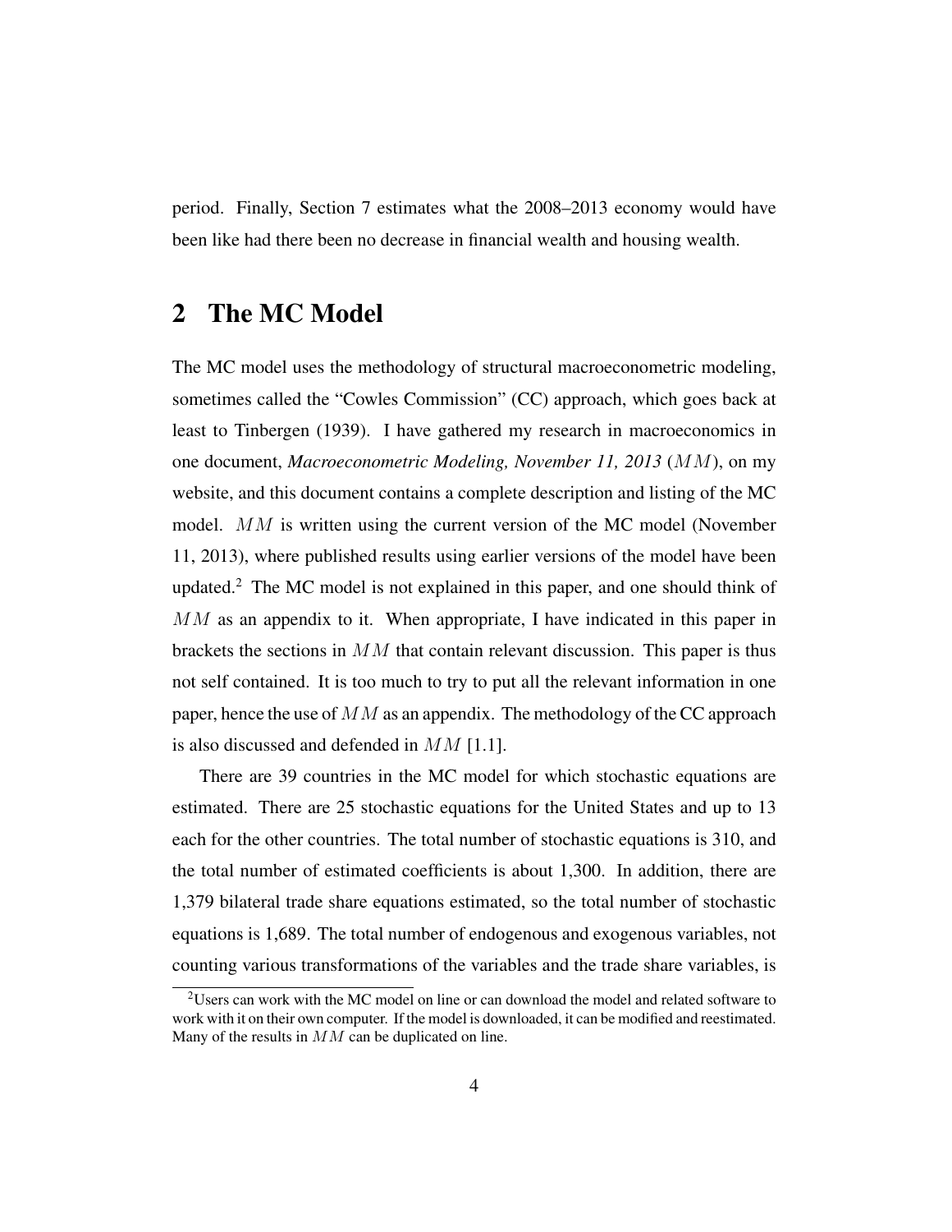period. Finally, Section 7 estimates what the 2008–2013 economy would have been like had there been no decrease in financial wealth and housing wealth.

## 2 The MC Model

The MC model uses the methodology of structural macroeconometric modeling, sometimes called the "Cowles Commission" (CC) approach, which goes back at least to Tinbergen (1939). I have gathered my research in macroeconomics in one document, *Macroeconometric Modeling, November 11, 2013* ($MM$), on my website, and this document contains a complete description and listing of the MC model. $MM$ is written using the current version of the MC model (November 11, 2013), where published results using earlier versions of the model have been updated.[2] The MC model is not explained in this paper, and one should think of $MM$ as an appendix to it. When appropriate, I have indicated in this paper in brackets the sections in $MM$ that contain relevant discussion. This paper is thus not self contained. It is too much to try to put all the relevant information in one paper, hence the use of $MM$ as an appendix. The methodology of the CC approach is also discussed and defended in $MM$ [1.1].

There are 39 countries in the MC model for which stochastic equations are estimated. There are 25 stochastic equations for the United States and up to 13 each for the other countries. The total number of stochastic equations is 310, and the total number of estimated coefficients is about 1,300. In addition, there are 1,379 bilateral trade share equations estimated, so the total number of stochastic equations is 1,689. The total number of endogenous and exogenous variables, not counting various transformations of the variables and the trade share variables, is

[2] Users can work with the MC model on line or can download the model and related software to work with it on their own computer. If the model is downloaded, it can be modified and reestimated. Many of the results in $MM$ can be duplicated on line.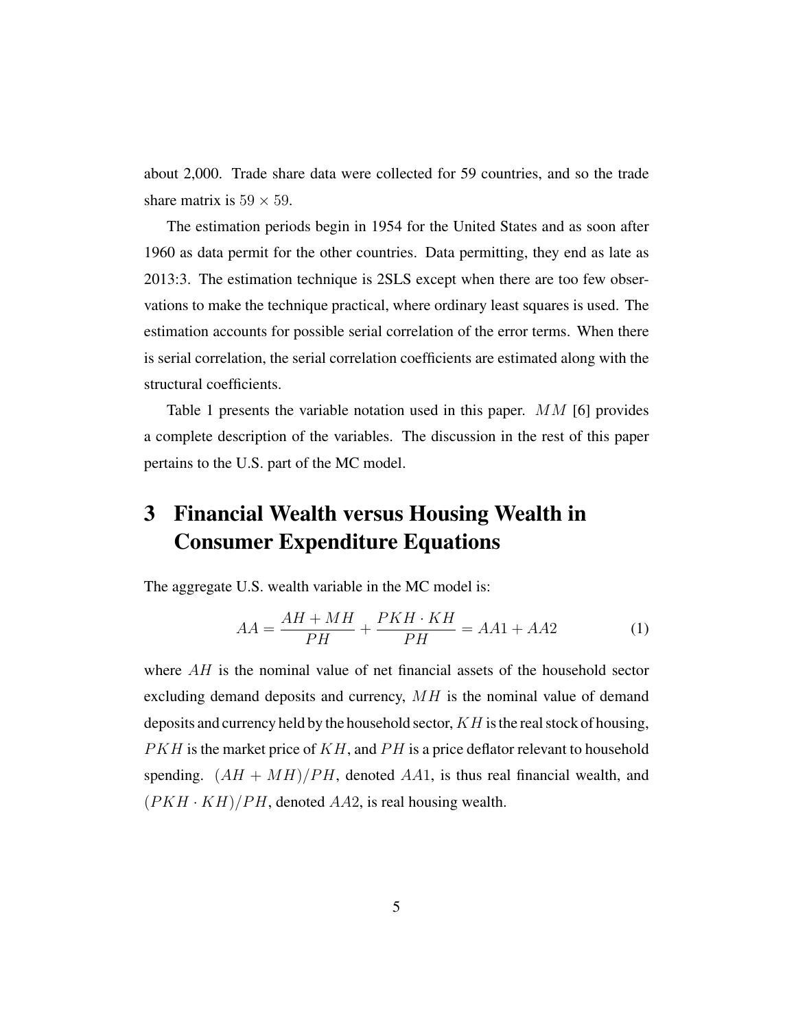about 2,000. Trade share data were collected for 59 countries, and so the trade share matrix is $59 \times 59$.

The estimation periods begin in 1954 for the United States and as soon after 1960 as data permit for the other countries. Data permitting, they end as late as 2013:3. The estimation technique is 2SLS except when there are too few observations to make the technique practical, where ordinary least squares is used. The estimation accounts for possible serial correlation of the error terms. When there is serial correlation, the serial correlation coefficients are estimated along with the structural coefficients.

Table 1 presents the variable notation used in this paper. $MM$ [6] provides a complete description of the variables. The discussion in the rest of this paper pertains to the U.S. part of the MC model.

# 3 Financial Wealth versus Housing Wealth in Consumer Expenditure Equations

The aggregate U.S. wealth variable in the MC model is:

$$AA = \frac{AH + MH}{PH} + \frac{PKH \cdot KH}{PH} = AA1 + AA2 \tag{1}$$

where $AH$ is the nominal value of net financial assets of the household sector excluding demand deposits and currency, $MH$ is the nominal value of demand deposits and currency held by the household sector, $KH$ is the real stock of housing, $PKH$ is the market price of $KH$, and $PH$ is a price deflator relevant to household spending. $(AH + MH)/PH$, denoted $AA1$, is thus real financial wealth, and $(PKH \cdot KH)/PH$, denoted $AA2$, is real housing wealth.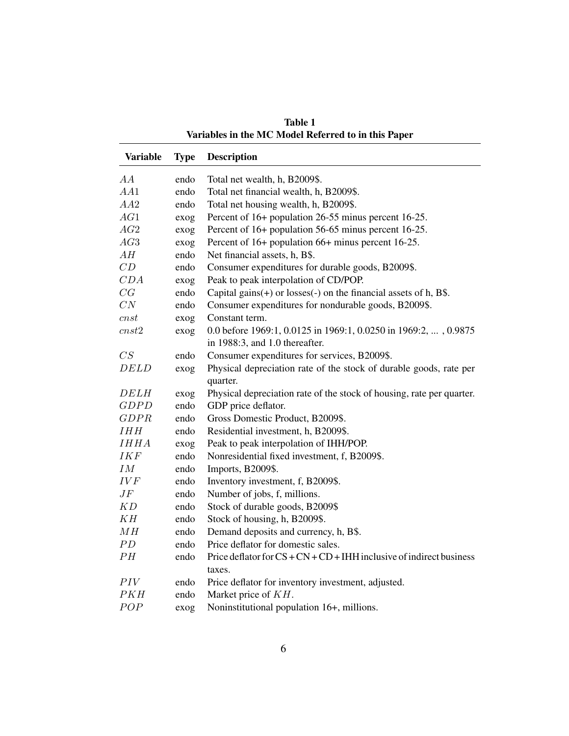**Table 1**
**Variables in the MC Model Referred to in this Paper**

| Variable | Type | Description |
|---|---|---|
| $AA$ | endo | Total net wealth, h, B2009$. |
| $AA1$ | endo | Total net financial wealth, h, B2009$. |
| $AA2$ | endo | Total net housing wealth, h, B2009$. |
| $AG1$ | exog | Percent of 16+ population 26-55 minus percent 16-25. |
| $AG2$ | exog | Percent of 16+ population 56-65 minus percent 16-25. |
| $AG3$ | exog | Percent of 16+ population 66+ minus percent 16-25. |
| $AH$ | endo | Net financial assets, h, B$. |
| $CD$ | endo | Consumer expenditures for durable goods, B2009$. |
| $CDA$ | exog | Peak to peak interpolation of CD/POP. |
| $CG$ | endo | Capital gains(+) or losses(-) on the financial assets of h, B$. |
| $CN$ | endo | Consumer expenditures for nondurable goods, B2009$. |
| $cnst$ | exog | Constant term. |
| $cnst2$ | exog | 0.0 before 1969:1, 0.0125 in 1969:1, 0.0250 in 1969:2, ... , 0.9875 in 1988:3, and 1.0 thereafter. |
| $CS$ | endo | Consumer expenditures for services, B2009$. |
| $DELD$ | exog | Physical depreciation rate of the stock of durable goods, rate per quarter. |
| $DELH$ | exog | Physical depreciation rate of the stock of housing, rate per quarter. |
| $GDPD$ | endo | GDP price deflator. |
| $GDPR$ | endo | Gross Domestic Product, B2009$. |
| $IHH$ | endo | Residential investment, h, B2009$. |
| $IHHA$ | exog | Peak to peak interpolation of IHH/POP. |
| $IKF$ | endo | Nonresidential fixed investment, f, B2009$. |
| $IM$ | endo | Imports, B2009$. |
| $IVF$ | endo | Inventory investment, f, B2009$. |
| $JF$ | endo | Number of jobs, f, millions. |
| $KD$ | endo | Stock of durable goods, B2009$ |
| $KH$ | endo | Stock of housing, h, B2009$. |
| $MH$ | endo | Demand deposits and currency, h, B$. |
| $PD$ | endo | Price deflator for domestic sales. |
| $PH$ | endo | Price deflator for CS + CN + CD + IHH inclusive of indirect business taxes. |
| $PIV$ | endo | Price deflator for inventory investment, adjusted. |
| $PKH$ | endo | Market price of $KH$. |
| $POP$ | exog | Noninstitutional population 16+, millions. |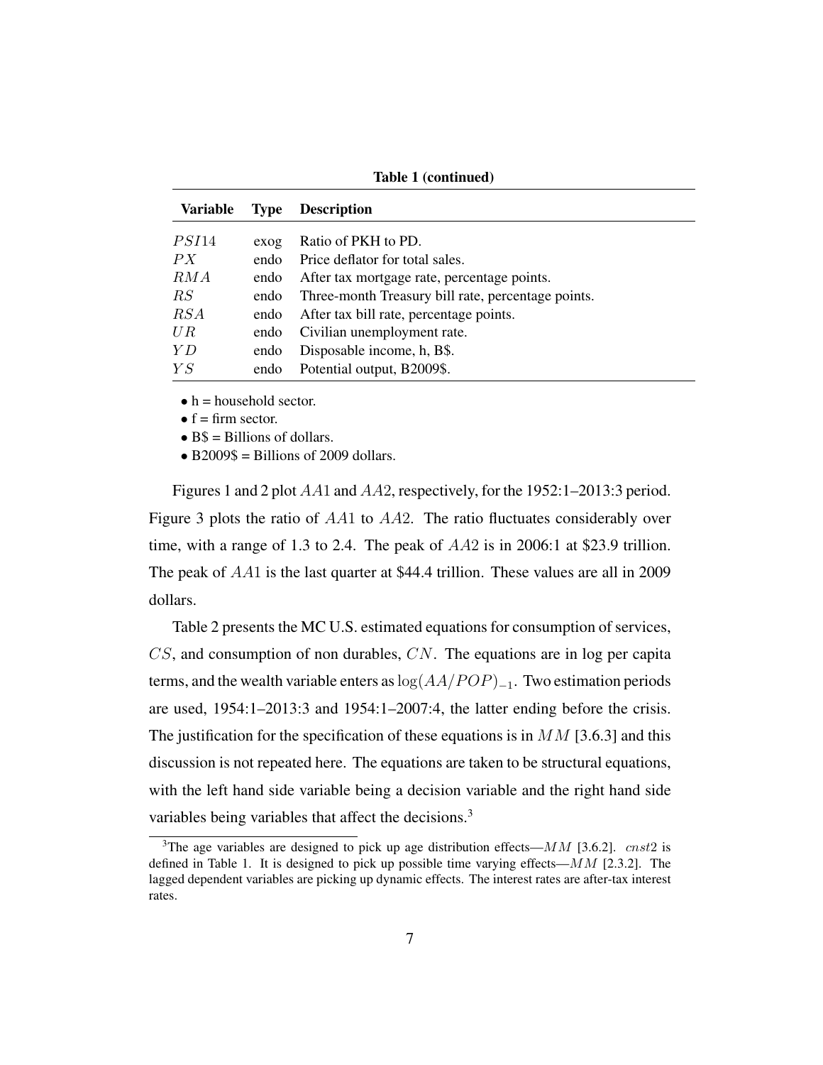**Table 1 (continued)**

| Variable | Type | Description |
|---|---|---|
| $PSI14$ | exog | Ratio of PKH to PD. |
| $PX$ | endo | Price deflator for total sales. |
| $RMA$ | endo | After tax mortgage rate, percentage points. |
| $RS$ | endo | Three-month Treasury bill rate, percentage points. |
| $RSA$ | endo | After tax bill rate, percentage points. |
| $UR$ | endo | Civilian unemployment rate. |
| $YD$ | endo | Disposable income, h, B$. |
| $YS$ | endo | Potential output, B2009$. |

- h = household sector.
- f = firm sector.
- B$ = Billions of dollars.
- B2009$ = Billions of 2009 dollars.

Figures 1 and 2 plot $AA1$ and $AA2$, respectively, for the 1952:1–2013:3 period. Figure 3 plots the ratio of $AA1$ to $AA2$. The ratio fluctuates considerably over time, with a range of 1.3 to 2.4. The peak of $AA2$ is in 2006:1 at $23.9 trillion. The peak of $AA1$ is the last quarter at $44.4 trillion. These values are all in 2009 dollars.

Table 2 presents the MC U.S. estimated equations for consumption of services, $CS$, and consumption of non durables, $CN$. The equations are in log per capita terms, and the wealth variable enters as $\log(AA/POP)_{-1}$. Two estimation periods are used, 1954:1–2013:3 and 1954:1–2007:4, the latter ending before the crisis. The justification for the specification of these equations is in $MM$ [3.6.3] and this discussion is not repeated here. The equations are taken to be structural equations, with the left hand side variable being a decision variable and the right hand side variables being variables that affect the decisions.[3]

[3] The age variables are designed to pick up age distribution effects—$MM$ [3.6.2]. $cnst2$ is defined in Table 1. It is designed to pick up possible time varying effects—$MM$ [2.3.2]. The lagged dependent variables are picking up dynamic effects. The interest rates are after-tax interest rates.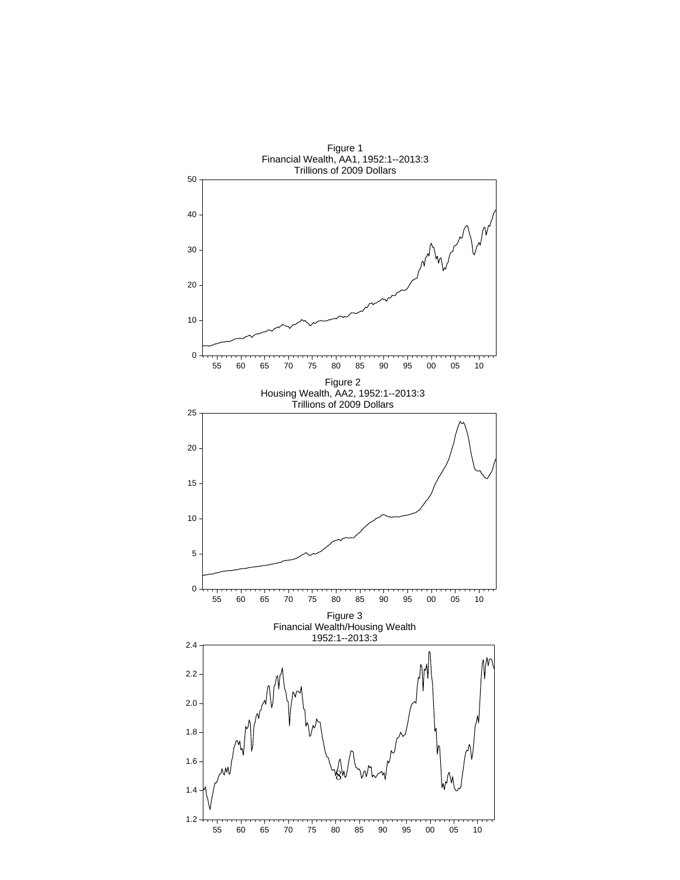Figure 1
Financial Wealth, AA1, 1952:1--2013:3
Trillions of 2009 Dollars

Figure 2
Housing Wealth, AA2, 1952:1--2013:3
Trillions of 2009 Dollars

Figure 3
Financial Wealth/Housing Wealth
1952:1--2013:3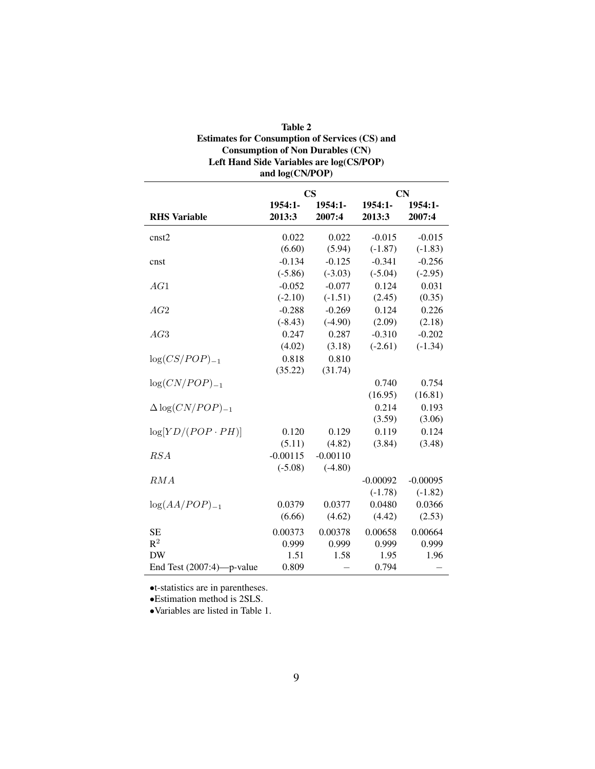**Table 2**
**Estimates for Consumption of Services (CS) and Consumption of Non Durables (CN)**
**Left Hand Side Variables are log(CS/POP) and log(CN/POP)**

| | CS | | CN | |
|---|---|---|---|---|
| **RHS Variable** | **1954:1-2013:3** | **1954:1-2007:4** | **1954:1-2013:3** | **1954:1-2007:4** |
| cnst2 | 0.022 | 0.022 | -0.015 | -0.015 |
| | (6.60) | (5.94) | (-1.87) | (-1.83) |
| cnst | -0.134 | -0.125 | -0.341 | -0.256 |
| | (-5.86) | (-3.03) | (-5.04) | (-2.95) |
| $AG1$ | -0.052 | -0.077 | 0.124 | 0.031 |
| | (-2.10) | (-1.51) | (2.45) | (0.35) |
| $AG2$ | -0.288 | -0.269 | 0.124 | 0.226 |
| | (-8.43) | (-4.90) | (2.09) | (2.18) |
| $AG3$ | 0.247 | 0.287 | -0.310 | -0.202 |
| | (4.02) | (3.18) | (-2.61) | (-1.34) |
| $\log(CS/POP)_{-1}$ | 0.818 | 0.810 | | |
| | (35.22) | (31.74) | | |
| $\log(CN/POP)_{-1}$ | | | 0.740 | 0.754 |
| | | | (16.95) | (16.81) |
| $\Delta\log(CN/POP)_{-1}$ | | | 0.214 | 0.193 |
| | | | (3.59) | (3.06) |
| $\log[YD/(POP \cdot PH)]$ | 0.120 | 0.129 | 0.119 | 0.124 |
| | (5.11) | (4.82) | (3.84) | (3.48) |
| $RSA$ | -0.00115 | -0.00110 | | |
| | (-5.08) | (-4.80) | | |
| $RMA$ | | | -0.00092 | -0.00095 |
| | | | (-1.78) | (-1.82) |
| $\log(AA/POP)_{-1}$ | 0.0379 | 0.0377 | 0.0480 | 0.0366 |
| | (6.66) | (4.62) | (4.42) | (2.53) |
| SE | 0.00373 | 0.00378 | 0.00658 | 0.00664 |
| $R^2$ | 0.999 | 0.999 | 0.999 | 0.999 |
| DW | 1.51 | 1.58 | 1.95 | 1.96 |
| End Test (2007:4)—p-value | 0.809 | – | 0.794 | – |

- t-statistics are in parentheses.
- Estimation method is 2SLS.
- Variables are listed in Table 1.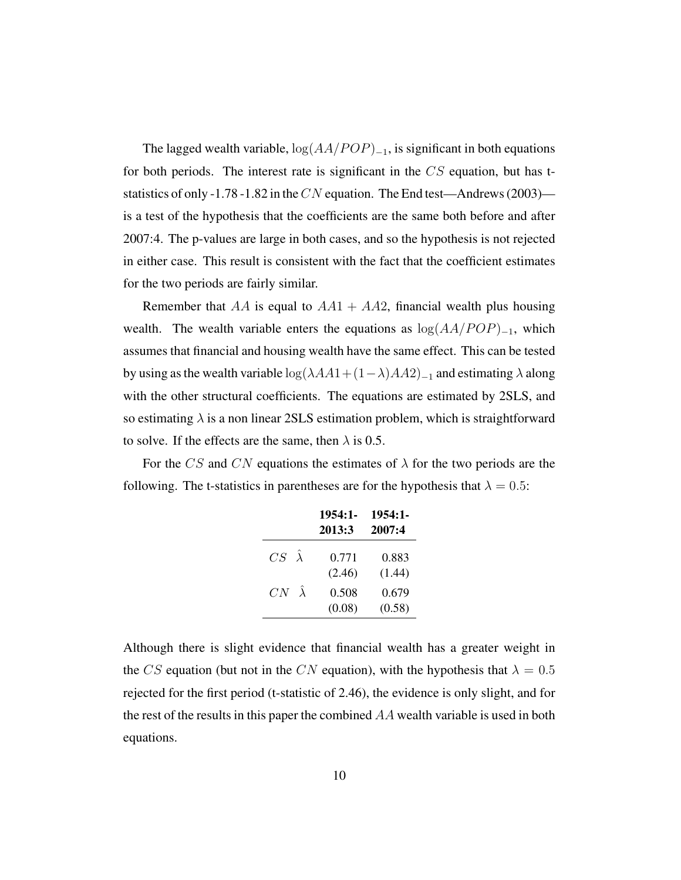The lagged wealth variable, $\log(AA/POP)_{-1}$, is significant in both equations for both periods. The interest rate is significant in the $CS$ equation, but has t-statistics of only -1.78 -1.82 in the $CN$ equation. The End test—Andrews (2003)—is a test of the hypothesis that the coefficients are the same both before and after 2007:4. The p-values are large in both cases, and so the hypothesis is not rejected in either case. This result is consistent with the fact that the coefficient estimates for the two periods are fairly similar.

Remember that $AA$ is equal to $AA1 + AA2$, financial wealth plus housing wealth. The wealth variable enters the equations as $\log(AA/POP)_{-1}$, which assumes that financial and housing wealth have the same effect. This can be tested by using as the wealth variable $\log(\lambda AA1 + (1-\lambda)AA2)_{-1}$ and estimating $\lambda$ along with the other structural coefficients. The equations are estimated by 2SLS, and so estimating $\lambda$ is a non linear 2SLS estimation problem, which is straightforward to solve. If the effects are the same, then $\lambda$ is 0.5.

For the $CS$ and $CN$ equations the estimates of $\lambda$ for the two periods are the following. The t-statistics in parentheses are for the hypothesis that $\lambda = 0.5$:

| | **1954:1-2013:3** | **1954:1-2007:4** |
|---|---|---|
| $CS$ $\hat{\lambda}$ | 0.771 | 0.883 |
| | (2.46) | (1.44) |
| $CN$ $\hat{\lambda}$ | 0.508 | 0.679 |
| | (0.08) | (0.58) |

Although there is slight evidence that financial wealth has a greater weight in the $CS$ equation (but not in the $CN$ equation), with the hypothesis that $\lambda = 0.5$ rejected for the first period (t-statistic of 2.46), the evidence is only slight, and for the rest of the results in this paper the combined $AA$ wealth variable is used in both equations.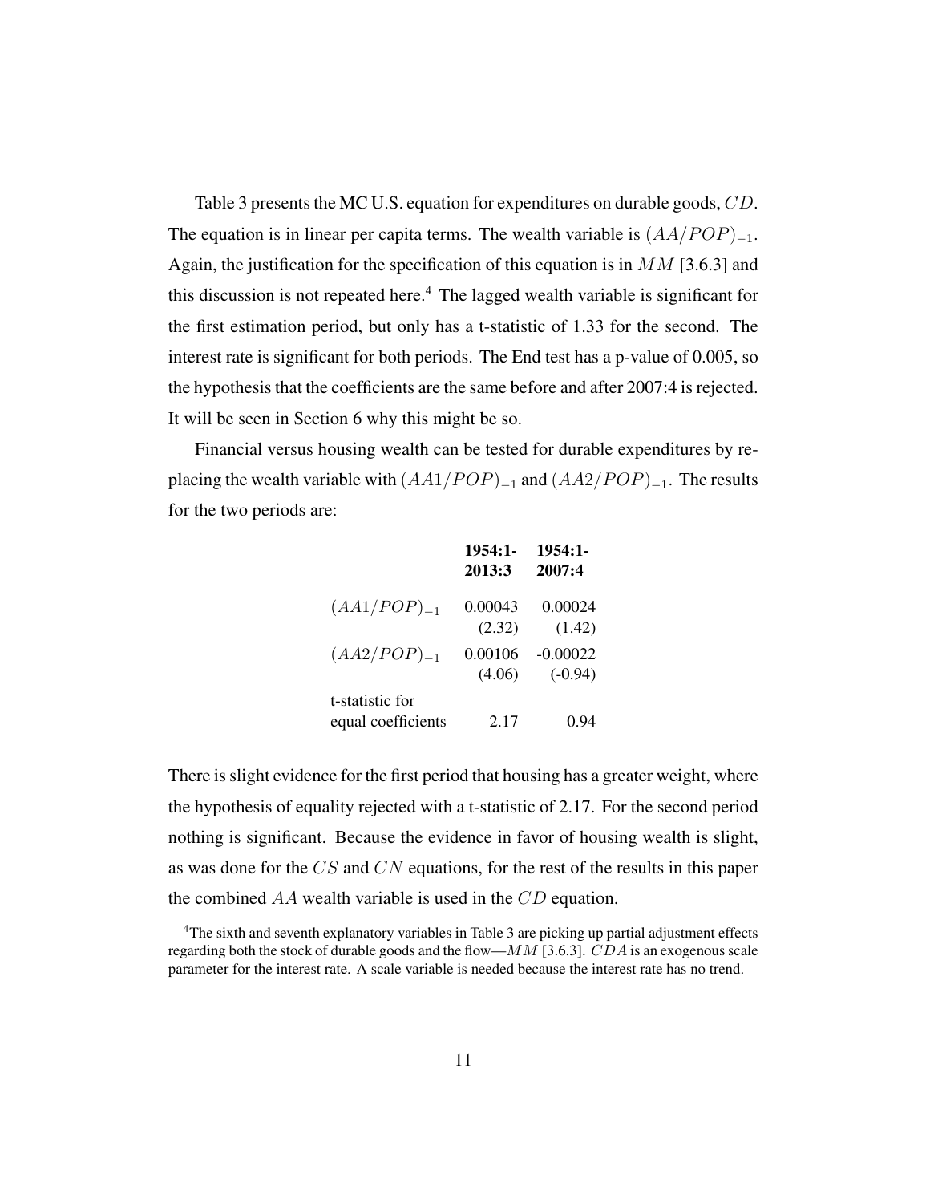Table 3 presents the MC U.S. equation for expenditures on durable goods, $CD$. The equation is in linear per capita terms. The wealth variable is $(AA/POP)_{-1}$. Again, the justification for the specification of this equation is in $MM$ [3.6.3] and this discussion is not repeated here.[4] The lagged wealth variable is significant for the first estimation period, but only has a t-statistic of 1.33 for the second. The interest rate is significant for both periods. The End test has a p-value of 0.005, so the hypothesis that the coefficients are the same before and after 2007:4 is rejected. It will be seen in Section 6 why this might be so.

Financial versus housing wealth can be tested for durable expenditures by replacing the wealth variable with $(AA1/POP)_{-1}$ and $(AA2/POP)_{-1}$. The results for the two periods are:

| | **1954:1-2013:3** | **1954:1-2007:4** |
|---|---|---|
| $(AA1/POP)_{-1}$ | 0.00043 | 0.00024 |
| | (2.32) | (1.42) |
| $(AA2/POP)_{-1}$ | 0.00106 | -0.00022 |
| | (4.06) | (-0.94) |
| t-statistic for equal coefficients | 2.17 | 0.94 |

There is slight evidence for the first period that housing has a greater weight, where the hypothesis of equality rejected with a t-statistic of 2.17. For the second period nothing is significant. Because the evidence in favor of housing wealth is slight, as was done for the $CS$ and $CN$ equations, for the rest of the results in this paper the combined $AA$ wealth variable is used in the $CD$ equation.

[4] The sixth and seventh explanatory variables in Table 3 are picking up partial adjustment effects regarding both the stock of durable goods and the flow—$MM$ [3.6.3]. $CDA$ is an exogenous scale parameter for the interest rate. A scale variable is needed because the interest rate has no trend.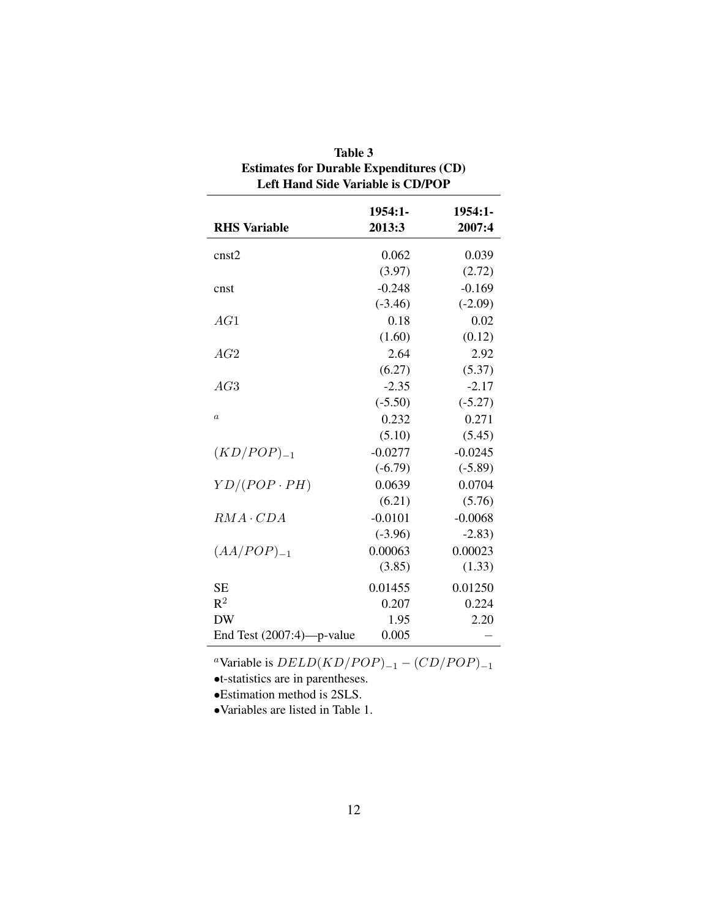**Table 3**
**Estimates for Durable Expenditures (CD)**
**Left Hand Side Variable is CD/POP**

| **RHS Variable** | **1954:1-2013:3** | **1954:1-2007:4** |
|---|---|---|
| cnst2 | 0.062 | 0.039 |
| | (3.97) | (2.72) |
| cnst | -0.248 | -0.169 |
| | (-3.46) | (-2.09) |
| $AG1$ | 0.18 | 0.02 |
| | (1.60) | (0.12) |
| $AG2$ | 2.64 | 2.92 |
| | (6.27) | (5.37) |
| $AG3$ | -2.35 | -2.17 |
| | (-5.50) | (-5.27) |
| $a$ | 0.232 | 0.271 |
| | (5.10) | (5.45) |
| $(KD/POP)_{-1}$ | -0.0277 | -0.0245 |
| | (-6.79) | (-5.89) |
| $YD/(POP \cdot PH)$ | 0.0639 | 0.0704 |
| | (6.21) | (5.76) |
| $RMA \cdot CDA$ | -0.0101 | -0.0068 |
| | (-3.96) | -2.83) |
| $(AA/POP)_{-1}$ | 0.00063 | 0.00023 |
| | (3.85) | (1.33) |
| SE | 0.01455 | 0.01250 |
| $R^2$ | 0.207 | 0.224 |
| DW | 1.95 | 2.20 |
| End Test (2007:4)—p-value | 0.005 | – |

[a]Variable is $DELD(KD/POP)_{-1} - (CD/POP)_{-1}$

- t-statistics are in parentheses.
- Estimation method is 2SLS.
- Variables are listed in Table 1.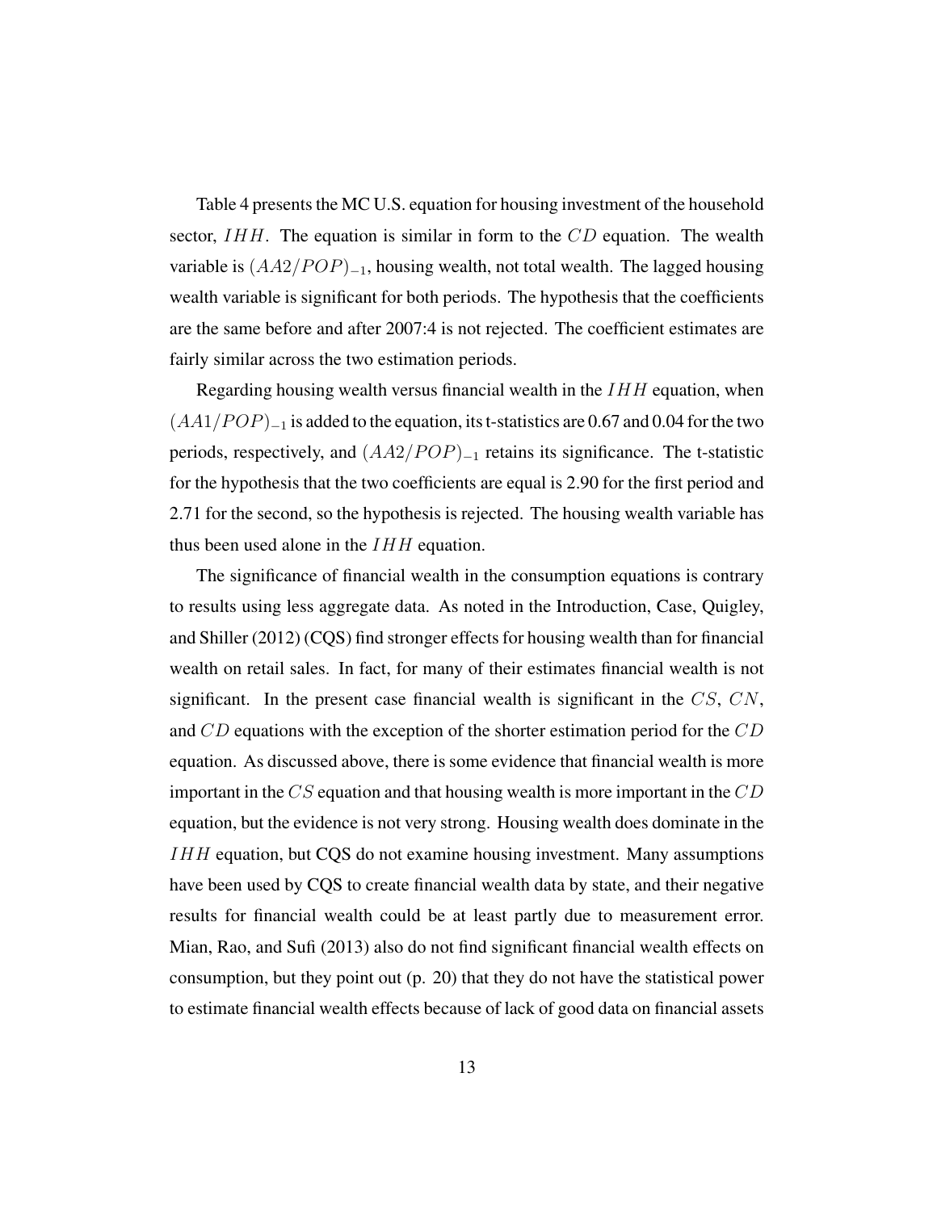Table 4 presents the MC U.S. equation for housing investment of the household sector, $IHH$. The equation is similar in form to the $CD$ equation. The wealth variable is $(AA2/POP)_{-1}$, housing wealth, not total wealth. The lagged housing wealth variable is significant for both periods. The hypothesis that the coefficients are the same before and after 2007:4 is not rejected. The coefficient estimates are fairly similar across the two estimation periods.

Regarding housing wealth versus financial wealth in the $IHH$ equation, when $(AA1/POP)_{-1}$ is added to the equation, its t-statistics are 0.67 and 0.04 for the two periods, respectively, and $(AA2/POP)_{-1}$ retains its significance. The t-statistic for the hypothesis that the two coefficients are equal is 2.90 for the first period and 2.71 for the second, so the hypothesis is rejected. The housing wealth variable has thus been used alone in the $IHH$ equation.

The significance of financial wealth in the consumption equations is contrary to results using less aggregate data. As noted in the Introduction, Case, Quigley, and Shiller (2012) (CQS) find stronger effects for housing wealth than for financial wealth on retail sales. In fact, for many of their estimates financial wealth is not significant. In the present case financial wealth is significant in the $CS$, $CN$, and $CD$ equations with the exception of the shorter estimation period for the $CD$ equation. As discussed above, there is some evidence that financial wealth is more important in the $CS$ equation and that housing wealth is more important in the $CD$ equation, but the evidence is not very strong. Housing wealth does dominate in the $IHH$ equation, but CQS do not examine housing investment. Many assumptions have been used by CQS to create financial wealth data by state, and their negative results for financial wealth could be at least partly due to measurement error. Mian, Rao, and Sufi (2013) also do not find significant financial wealth effects on consumption, but they point out (p. 20) that they do not have the statistical power to estimate financial wealth effects because of lack of good data on financial assets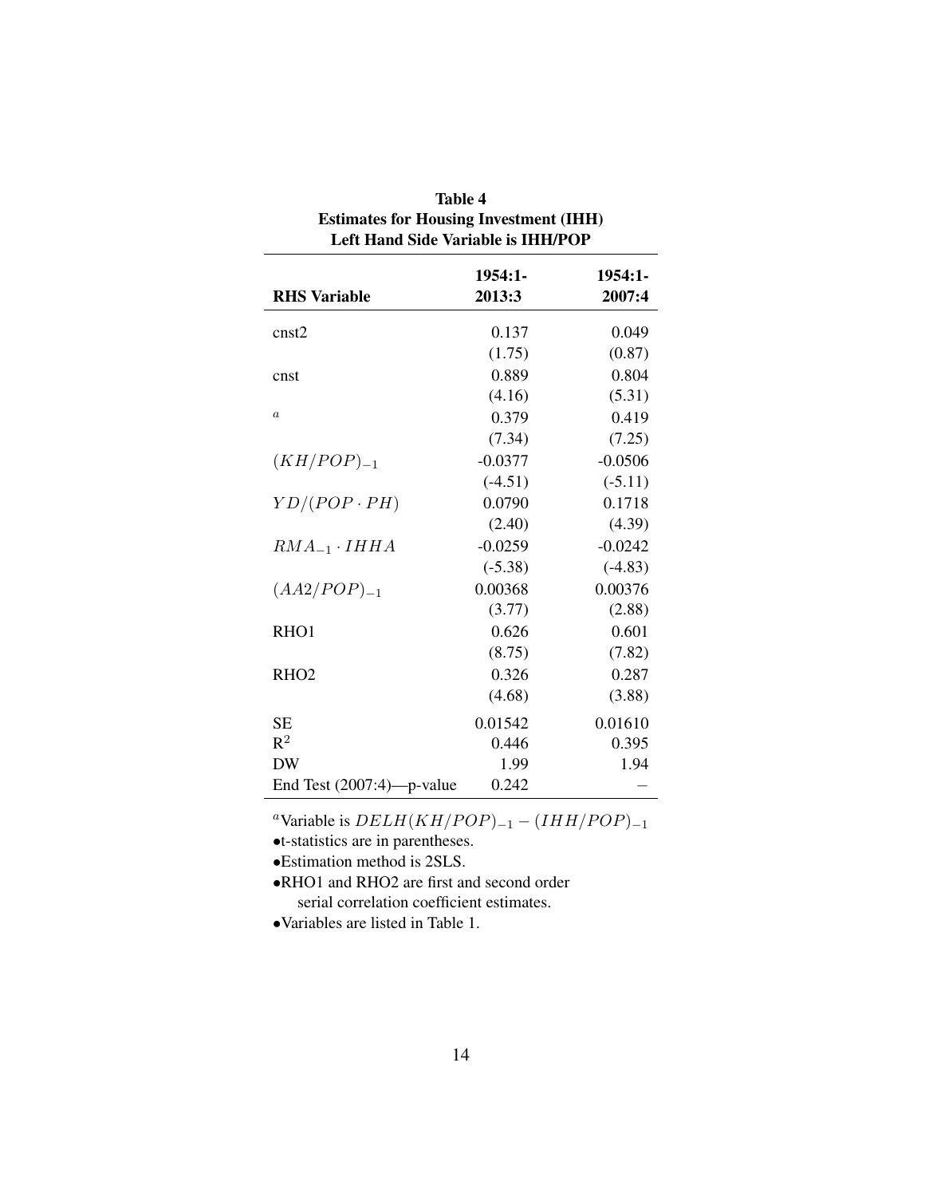**Table 4**
**Estimates for Housing Investment (IHH)**
**Left Hand Side Variable is IHH/POP**

| RHS Variable | 1954:1-2013:3 | 1954:1-2007:4 |
|---|---|---|
| cnst2 | 0.137 | 0.049 |
| | (1.75) | (0.87) |
| cnst | 0.889 | 0.804 |
| | (4.16) | (5.31) |
| $^a$ | 0.379 | 0.419 |
| | (7.34) | (7.25) |
| $(KH/POP)_{-1}$ | -0.0377 | -0.0506 |
| | (-4.51) | (-5.11) |
| $YD/(POP \cdot PH)$ | 0.0790 | 0.1718 |
| | (2.40) | (4.39) |
| $RMA_{-1} \cdot IHHA$ | -0.0259 | -0.0242 |
| | (-5.38) | (-4.83) |
| $(AA2/POP)_{-1}$ | 0.00368 | 0.00376 |
| | (3.77) | (2.88) |
| RHO1 | 0.626 | 0.601 |
| | (8.75) | (7.82) |
| RHO2 | 0.326 | 0.287 |
| | (4.68) | (3.88) |
| SE | 0.01542 | 0.01610 |
| $R^2$ | 0.446 | 0.395 |
| DW | 1.99 | 1.94 |
| End Test (2007:4)—p-value | 0.242 | – |

[a]Variable is $DELH(KH/POP)_{-1} - (IHH/POP)_{-1}$

- t-statistics are in parentheses.
- Estimation method is 2SLS.
- RHO1 and RHO2 are first and second order serial correlation coefficient estimates.
- Variables are listed in Table 1.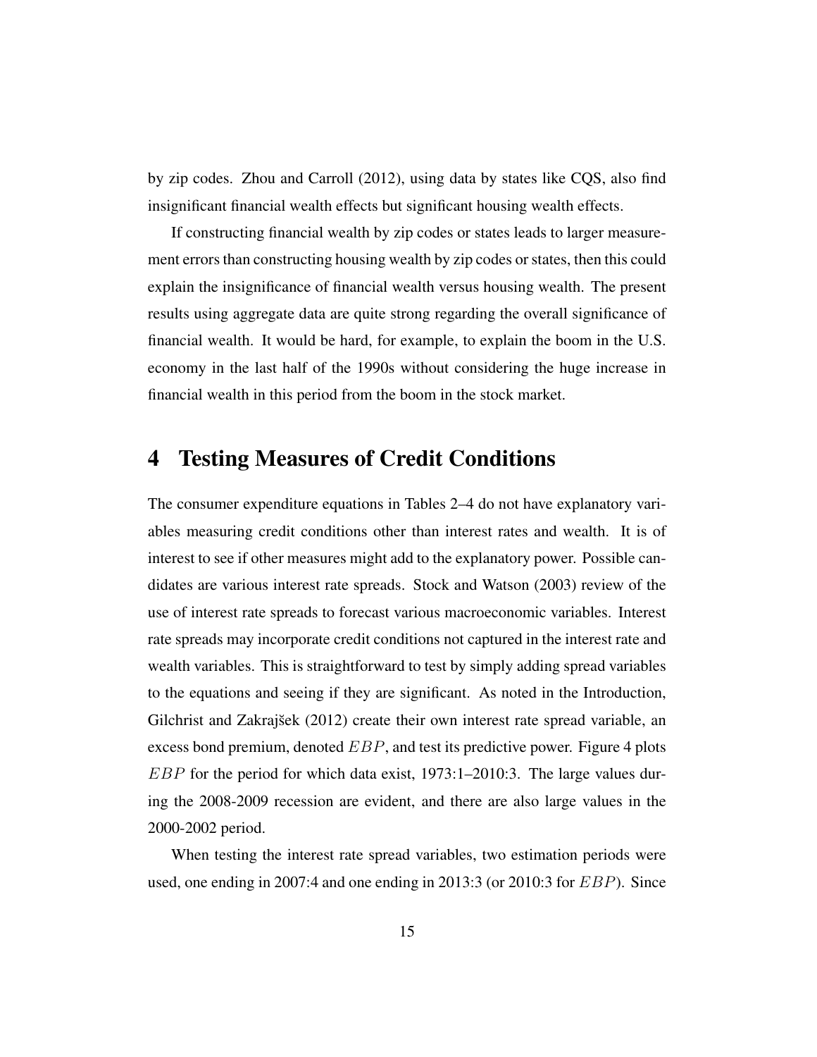by zip codes. Zhou and Carroll (2012), using data by states like CQS, also find insignificant financial wealth effects but significant housing wealth effects.

If constructing financial wealth by zip codes or states leads to larger measurement errors than constructing housing wealth by zip codes or states, then this could explain the insignificance of financial wealth versus housing wealth. The present results using aggregate data are quite strong regarding the overall significance of financial wealth. It would be hard, for example, to explain the boom in the U.S. economy in the last half of the 1990s without considering the huge increase in financial wealth in this period from the boom in the stock market.

# 4 Testing Measures of Credit Conditions

The consumer expenditure equations in Tables 2–4 do not have explanatory variables measuring credit conditions other than interest rates and wealth. It is of interest to see if other measures might add to the explanatory power. Possible candidates are various interest rate spreads. Stock and Watson (2003) review of the use of interest rate spreads to forecast various macroeconomic variables. Interest rate spreads may incorporate credit conditions not captured in the interest rate and wealth variables. This is straightforward to test by simply adding spread variables to the equations and seeing if they are significant. As noted in the Introduction, Gilchrist and Zakrajšek (2012) create their own interest rate spread variable, an excess bond premium, denoted $EBP$, and test its predictive power. Figure 4 plots $EBP$ for the period for which data exist, 1973:1–2010:3. The large values during the 2008-2009 recession are evident, and there are also large values in the 2000-2002 period.

When testing the interest rate spread variables, two estimation periods were used, one ending in 2007:4 and one ending in 2013:3 (or 2010:3 for $EBP$). Since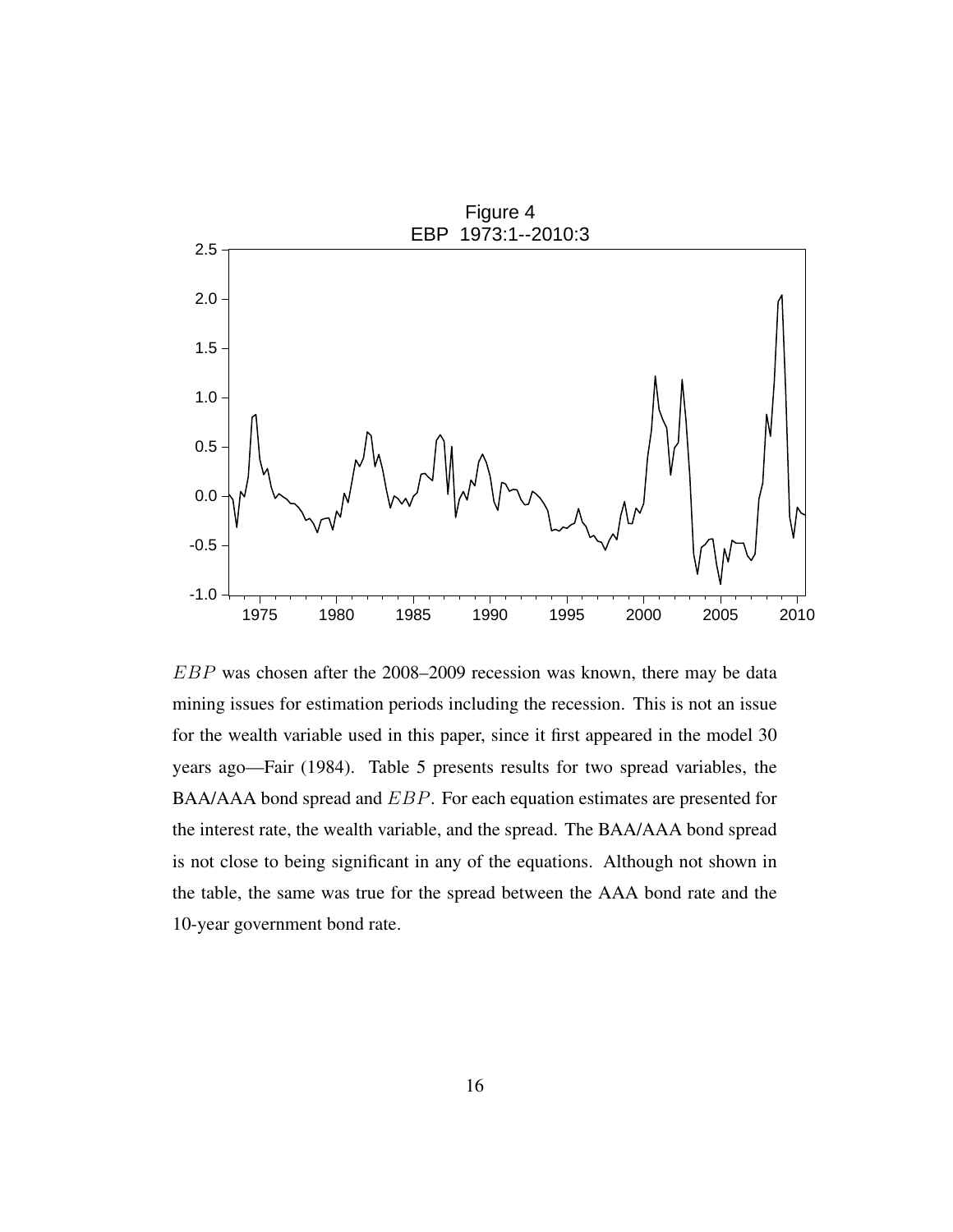Figure 4
EBP 1973:1--2010:3

$EBP$ was chosen after the 2008–2009 recession was known, there may be data mining issues for estimation periods including the recession. This is not an issue for the wealth variable used in this paper, since it first appeared in the model 30 years ago—Fair (1984). Table 5 presents results for two spread variables, the BAA/AAA bond spread and $EBP$. For each equation estimates are presented for the interest rate, the wealth variable, and the spread. The BAA/AAA bond spread is not close to being significant in any of the equations. Although not shown in the table, the same was true for the spread between the AAA bond rate and the 10-year government bond rate.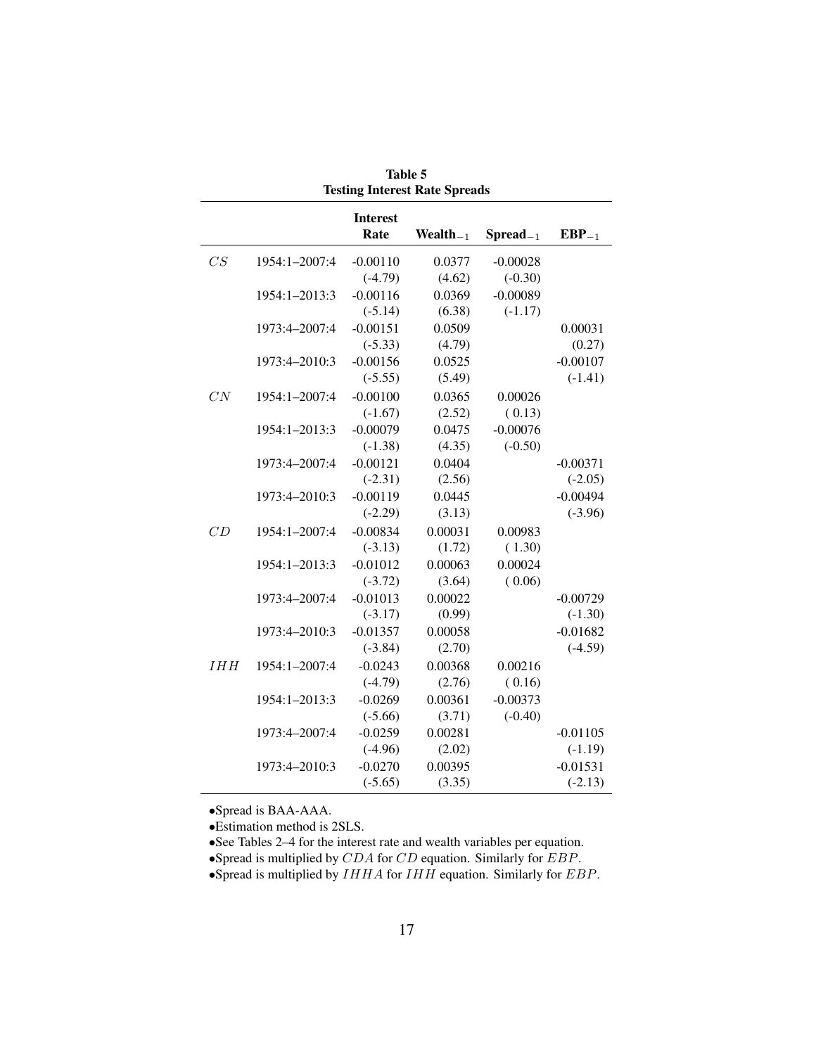**Table 5**
**Testing Interest Rate Spreads**

| | | Interest Rate | $\text{Wealth}_{-1}$ | $\text{Spread}_{-1}$ | $\text{EBP}_{-1}$ |
|---|---|---|---|---|---|
| $CS$ | 1954:1–2007:4 | -0.00110 | 0.0377 | -0.00028 | |
| | | (-4.79) | (4.62) | (-0.30) | |
| | 1954:1–2013:3 | -0.00116 | 0.0369 | -0.00089 | |
| | | (-5.14) | (6.38) | (-1.17) | |
| | 1973:4–2007:4 | -0.00151 | 0.0509 | | 0.00031 |
| | | (-5.33) | (4.79) | | (0.27) |
| | 1973:4–2010:3 | -0.00156 | 0.0525 | | -0.00107 |
| | | (-5.55) | (5.49) | | (-1.41) |
| $CN$ | 1954:1–2007:4 | -0.00100 | 0.0365 | 0.00026 | |
| | | (-1.67) | (2.52) | ( 0.13) | |
| | 1954:1–2013:3 | -0.00079 | 0.0475 | -0.00076 | |
| | | (-1.38) | (4.35) | (-0.50) | |
| | 1973:4–2007:4 | -0.00121 | 0.0404 | | -0.00371 |
| | | (-2.31) | (2.56) | | (-2.05) |
| | 1973:4–2010:3 | -0.00119 | 0.0445 | | -0.00494 |
| | | (-2.29) | (3.13) | | (-3.96) |
| $CD$ | 1954:1–2007:4 | -0.00834 | 0.00031 | 0.00983 | |
| | | (-3.13) | (1.72) | ( 1.30) | |
| | 1954:1–2013:3 | -0.01012 | 0.00063 | 0.00024 | |
| | | (-3.72) | (3.64) | ( 0.06) | |
| | 1973:4–2007:4 | -0.01013 | 0.00022 | | -0.00729 |
| | | (-3.17) | (0.99) | | (-1.30) |
| | 1973:4–2010:3 | -0.01357 | 0.00058 | | -0.01682 |
| | | (-3.84) | (2.70) | | (-4.59) |
| $IHH$ | 1954:1–2007:4 | -0.0243 | 0.00368 | 0.00216 | |
| | | (-4.79) | (2.76) | ( 0.16) | |
| | 1954:1–2013:3 | -0.0269 | 0.00361 | -0.00373 | |
| | | (-5.66) | (3.71) | (-0.40) | |
| | 1973:4–2007:4 | -0.0259 | 0.00281 | | -0.01105 |
| | | (-4.96) | (2.02) | | (-1.19) |
| | 1973:4–2010:3 | -0.0270 | 0.00395 | | -0.01531 |
| | | (-5.65) | (3.35) | | (-2.13) |

- Spread is BAA-AAA.
- Estimation method is 2SLS.
- See Tables 2–4 for the interest rate and wealth variables per equation.
- Spread is multiplied by $CDA$ for $CD$ equation. Similarly for $EBP$.
- Spread is multiplied by $IHHA$ for $IHH$ equation. Similarly for $EBP$.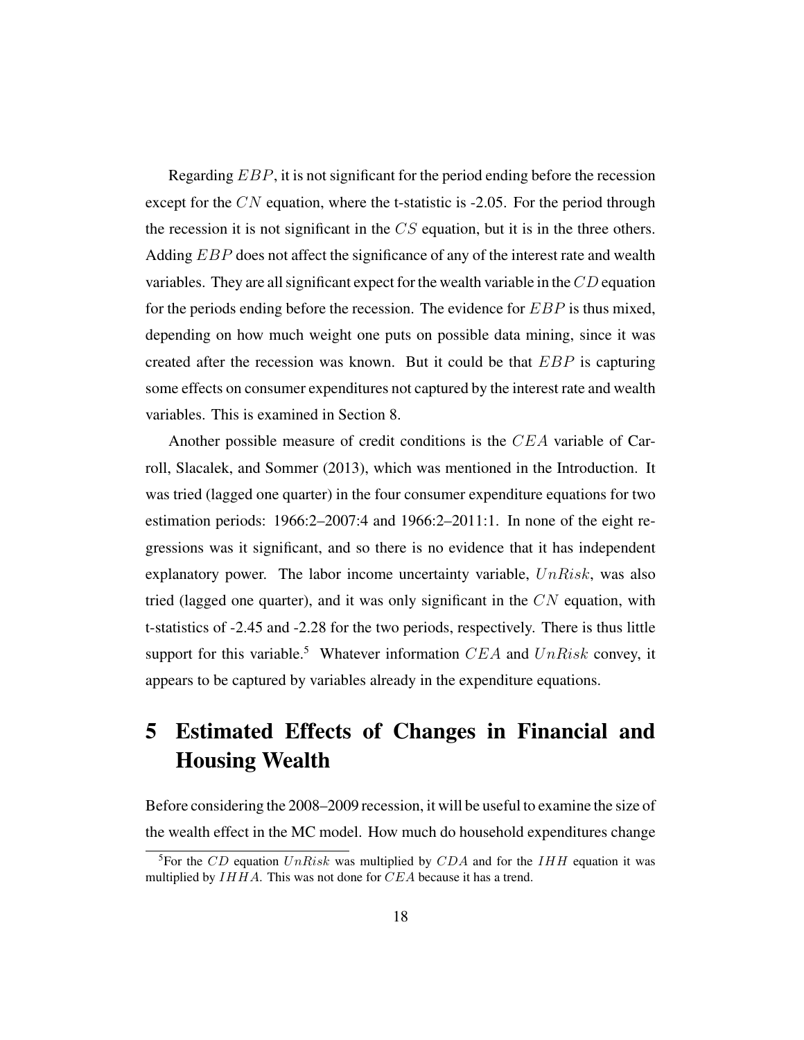Regarding $EBP$, it is not significant for the period ending before the recession except for the $CN$ equation, where the t-statistic is -2.05. For the period through the recession it is not significant in the $CS$ equation, but it is in the three others. Adding $EBP$ does not affect the significance of any of the interest rate and wealth variables. They are all significant expect for the wealth variable in the $CD$ equation for the periods ending before the recession. The evidence for $EBP$ is thus mixed, depending on how much weight one puts on possible data mining, since it was created after the recession was known. But it could be that $EBP$ is capturing some effects on consumer expenditures not captured by the interest rate and wealth variables. This is examined in Section 8.

Another possible measure of credit conditions is the $CEA$ variable of Carroll, Slacalek, and Sommer (2013), which was mentioned in the Introduction. It was tried (lagged one quarter) in the four consumer expenditure equations for two estimation periods: 1966:2–2007:4 and 1966:2–2011:1. In none of the eight regressions was it significant, and so there is no evidence that it has independent explanatory power. The labor income uncertainty variable, $UnRisk$, was also tried (lagged one quarter), and it was only significant in the $CN$ equation, with t-statistics of -2.45 and -2.28 for the two periods, respectively. There is thus little support for this variable.[5] Whatever information $CEA$ and $UnRisk$ convey, it appears to be captured by variables already in the expenditure equations.

# 5 Estimated Effects of Changes in Financial and Housing Wealth

Before considering the 2008–2009 recession, it will be useful to examine the size of the wealth effect in the MC model. How much do household expenditures change

[5] For the $CD$ equation $UnRisk$ was multiplied by $CDA$ and for the $IHH$ equation it was multiplied by $IHHA$. This was not done for $CEA$ because it has a trend.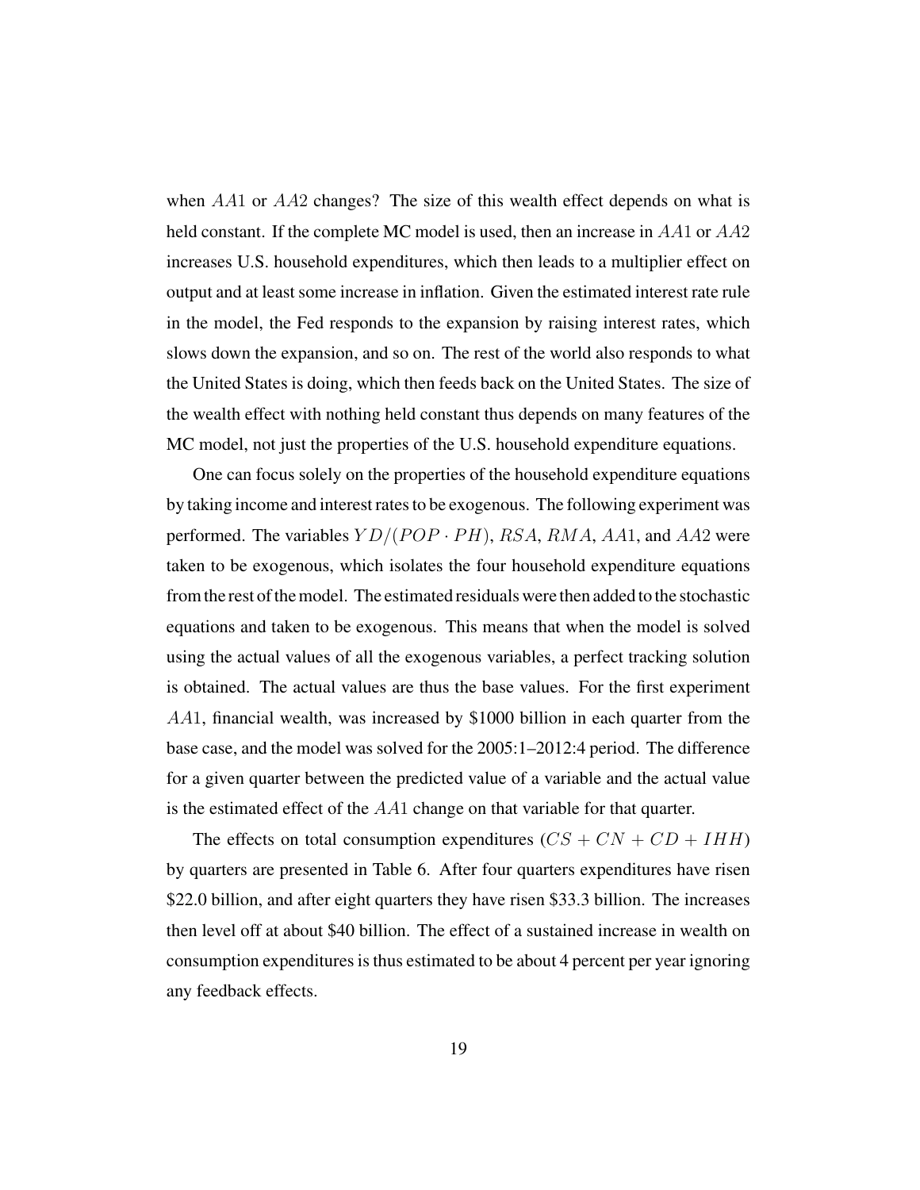when $AA1$ or $AA2$ changes? The size of this wealth effect depends on what is held constant. If the complete MC model is used, then an increase in $AA1$ or $AA2$ increases U.S. household expenditures, which then leads to a multiplier effect on output and at least some increase in inflation. Given the estimated interest rate rule in the model, the Fed responds to the expansion by raising interest rates, which slows down the expansion, and so on. The rest of the world also responds to what the United States is doing, which then feeds back on the United States. The size of the wealth effect with nothing held constant thus depends on many features of the MC model, not just the properties of the U.S. household expenditure equations.

One can focus solely on the properties of the household expenditure equations by taking income and interest rates to be exogenous. The following experiment was performed. The variables $YD/(POP \cdot PH)$, $RSA$, $RMA$, $AA1$, and $AA2$ were taken to be exogenous, which isolates the four household expenditure equations from the rest of the model. The estimated residuals were then added to the stochastic equations and taken to be exogenous. This means that when the model is solved using the actual values of all the exogenous variables, a perfect tracking solution is obtained. The actual values are thus the base values. For the first experiment $AA1$, financial wealth, was increased by \$1000 billion in each quarter from the base case, and the model was solved for the 2005:1–2012:4 period. The difference for a given quarter between the predicted value of a variable and the actual value is the estimated effect of the $AA1$ change on that variable for that quarter.

The effects on total consumption expenditures ($CS + CN + CD + IHH$) by quarters are presented in Table 6. After four quarters expenditures have risen \$22.0 billion, and after eight quarters they have risen \$33.3 billion. The increases then level off at about \$40 billion. The effect of a sustained increase in wealth on consumption expenditures is thus estimated to be about 4 percent per year ignoring any feedback effects.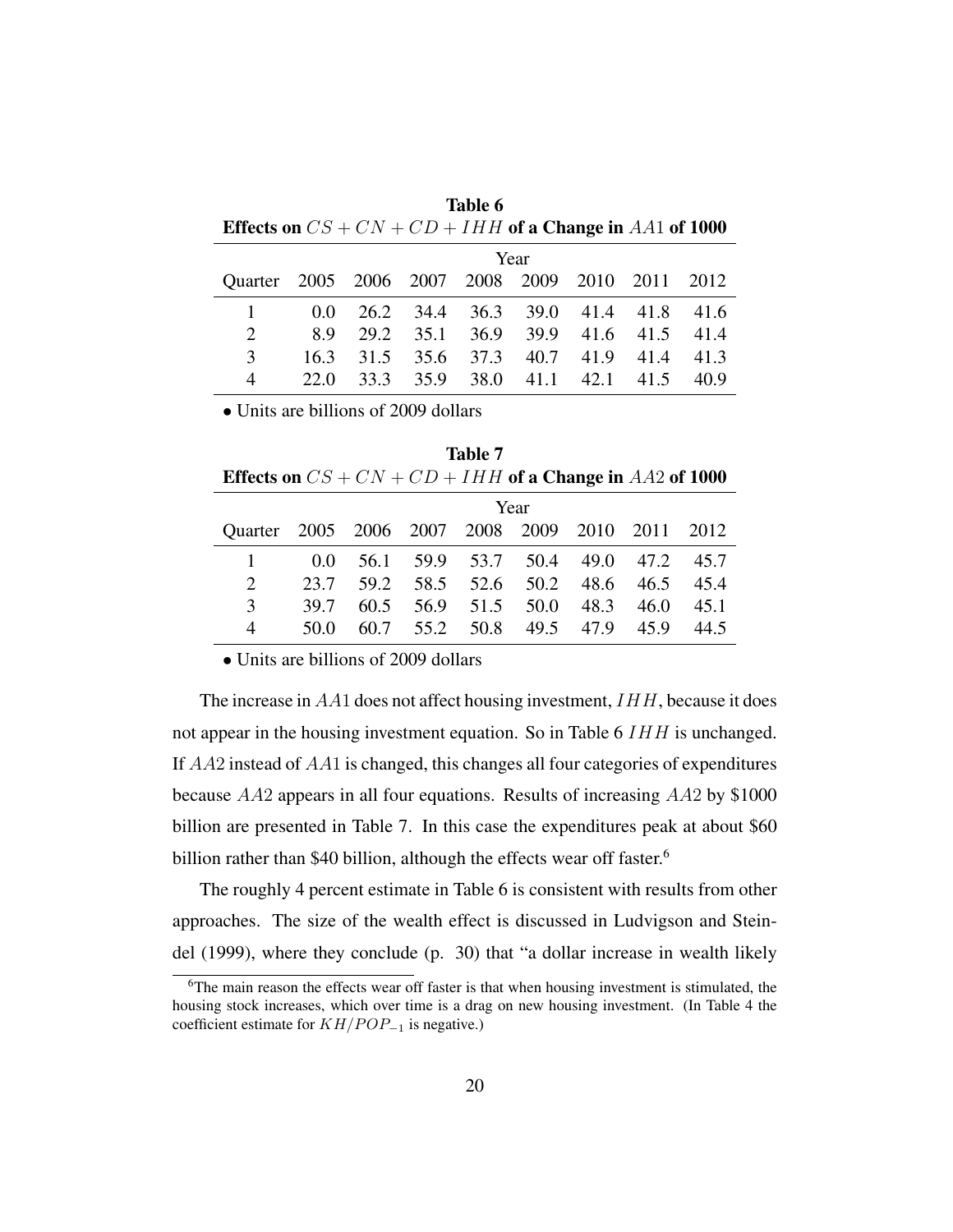**Table 6**
**Effects on $CS + CN + CD + IHH$ of a Change in $AA1$ of 1000**

| | Year | | | | | | | |
|---|---|---|---|---|---|---|---|---|
| Quarter | 2005 | 2006 | 2007 | 2008 | 2009 | 2010 | 2011 | 2012 |
| 1 | 0.0 | 26.2 | 34.4 | 36.3 | 39.0 | 41.4 | 41.8 | 41.6 |
| 2 | 8.9 | 29.2 | 35.1 | 36.9 | 39.9 | 41.6 | 41.5 | 41.4 |
| 3 | 16.3 | 31.5 | 35.6 | 37.3 | 40.7 | 41.9 | 41.4 | 41.3 |
| 4 | 22.0 | 33.3 | 35.9 | 38.0 | 41.1 | 42.1 | 41.5 | 40.9 |

• Units are billions of 2009 dollars

**Table 7**
**Effects on $CS + CN + CD + IHH$ of a Change in $AA2$ of 1000**

| | Year | | | | | | | |
|---|---|---|---|---|---|---|---|---|
| Quarter | 2005 | 2006 | 2007 | 2008 | 2009 | 2010 | 2011 | 2012 |
| 1 | 0.0 | 56.1 | 59.9 | 53.7 | 50.4 | 49.0 | 47.2 | 45.7 |
| 2 | 23.7 | 59.2 | 58.5 | 52.6 | 50.2 | 48.6 | 46.5 | 45.4 |
| 3 | 39.7 | 60.5 | 56.9 | 51.5 | 50.0 | 48.3 | 46.0 | 45.1 |
| 4 | 50.0 | 60.7 | 55.2 | 50.8 | 49.5 | 47.9 | 45.9 | 44.5 |

• Units are billions of 2009 dollars

The increase in $AA1$ does not affect housing investment, $IHH$, because it does not appear in the housing investment equation. So in Table 6 $IHH$ is unchanged. If $AA2$ instead of $AA1$ is changed, this changes all four categories of expenditures because $AA2$ appears in all four equations. Results of increasing $AA2$ by \$1000 billion are presented in Table 7. In this case the expenditures peak at about \$60 billion rather than \$40 billion, although the effects wear off faster.[6]

The roughly 4 percent estimate in Table 6 is consistent with results from other approaches. The size of the wealth effect is discussed in Ludvigson and Steindel (1999), where they conclude (p. 30) that "a dollar increase in wealth likely

[6]The main reason the effects wear off faster is that when housing investment is stimulated, the housing stock increases, which over time is a drag on new housing investment. (In Table 4 the coefficient estimate for $KH/POP_{-1}$ is negative.)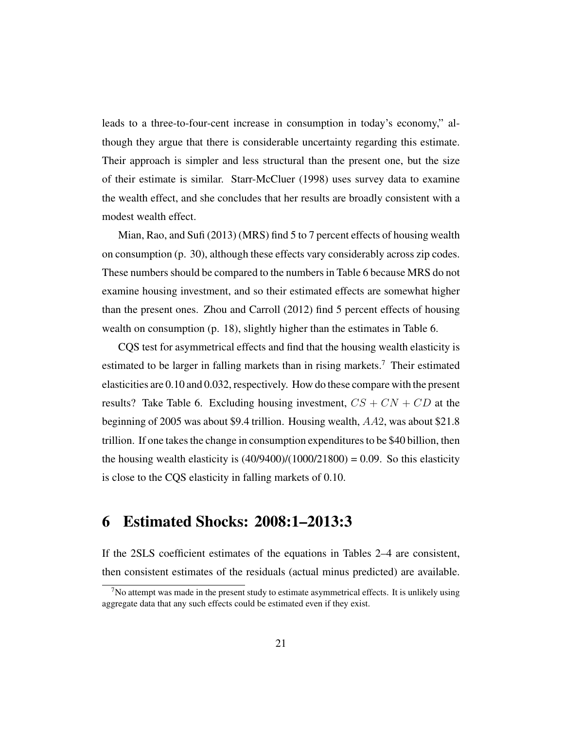leads to a three-to-four-cent increase in consumption in today's economy," although they argue that there is considerable uncertainty regarding this estimate. Their approach is simpler and less structural than the present one, but the size of their estimate is similar. Starr-McCluer (1998) uses survey data to examine the wealth effect, and she concludes that her results are broadly consistent with a modest wealth effect.

Mian, Rao, and Sufi (2013) (MRS) find 5 to 7 percent effects of housing wealth on consumption (p. 30), although these effects vary considerably across zip codes. These numbers should be compared to the numbers in Table 6 because MRS do not examine housing investment, and so their estimated effects are somewhat higher than the present ones. Zhou and Carroll (2012) find 5 percent effects of housing wealth on consumption (p. 18), slightly higher than the estimates in Table 6.

CQS test for asymmetrical effects and find that the housing wealth elasticity is estimated to be larger in falling markets than in rising markets.[7] Their estimated elasticities are 0.10 and 0.032, respectively. How do these compare with the present results? Take Table 6. Excluding housing investment, $CS + CN + CD$ at the beginning of 2005 was about \$9.4 trillion. Housing wealth, $AA2$, was about \$21.8 trillion. If one takes the change in consumption expenditures to be \$40 billion, then the housing wealth elasticity is (40/9400)/(1000/21800) = 0.09. So this elasticity is close to the CQS elasticity in falling markets of 0.10.

# 6 Estimated Shocks: 2008:1–2013:3

If the 2SLS coefficient estimates of the equations in Tables 2–4 are consistent, then consistent estimates of the residuals (actual minus predicted) are available.

[7] No attempt was made in the present study to estimate asymmetrical effects. It is unlikely using aggregate data that any such effects could be estimated even if they exist.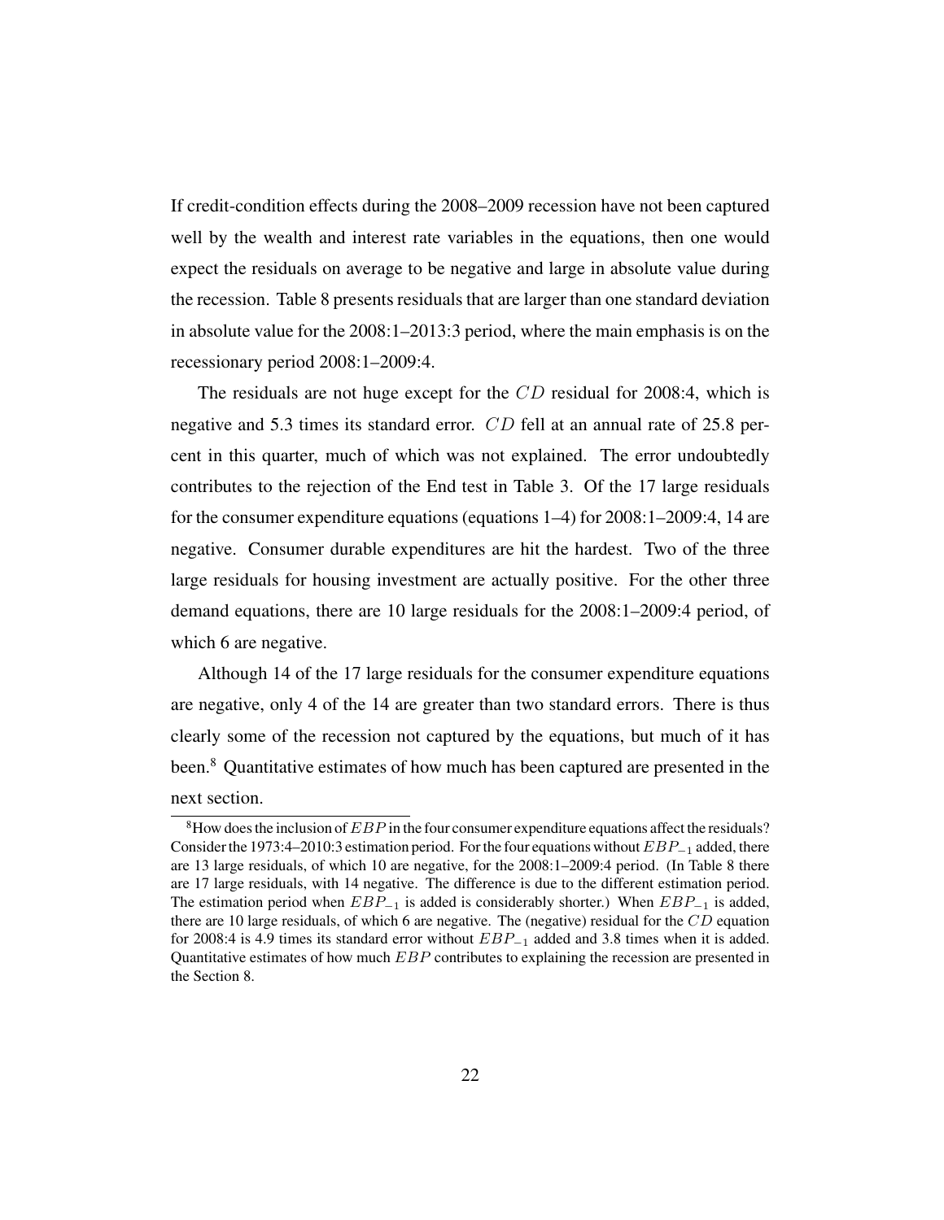If credit-condition effects during the 2008–2009 recession have not been captured well by the wealth and interest rate variables in the equations, then one would expect the residuals on average to be negative and large in absolute value during the recession. Table 8 presents residuals that are larger than one standard deviation in absolute value for the 2008:1–2013:3 period, where the main emphasis is on the recessionary period 2008:1–2009:4.

The residuals are not huge except for the $CD$ residual for 2008:4, which is negative and 5.3 times its standard error. $CD$ fell at an annual rate of 25.8 percent in this quarter, much of which was not explained. The error undoubtedly contributes to the rejection of the End test in Table 3. Of the 17 large residuals for the consumer expenditure equations (equations 1–4) for 2008:1–2009:4, 14 are negative. Consumer durable expenditures are hit the hardest. Two of the three large residuals for housing investment are actually positive. For the other three demand equations, there are 10 large residuals for the 2008:1–2009:4 period, of which 6 are negative.

Although 14 of the 17 large residuals for the consumer expenditure equations are negative, only 4 of the 14 are greater than two standard errors. There is thus clearly some of the recession not captured by the equations, but much of it has been.[8] Quantitative estimates of how much has been captured are presented in the next section.

---

[8]How does the inclusion of $EBP$ in the four consumer expenditure equations affect the residuals? Consider the 1973:4–2010:3 estimation period. For the four equations without $EBP_{-1}$ added, there are 13 large residuals, of which 10 are negative, for the 2008:1–2009:4 period. (In Table 8 there are 17 large residuals, with 14 negative. The difference is due to the different estimation period. The estimation period when $EBP_{-1}$ is added is considerably shorter.) When $EBP_{-1}$ is added, there are 10 large residuals, of which 6 are negative. The (negative) residual for the $CD$ equation for 2008:4 is 4.9 times its standard error without $EBP_{-1}$ added and 3.8 times when it is added. Quantitative estimates of how much $EBP$ contributes to explaining the recession are presented in the Section 8.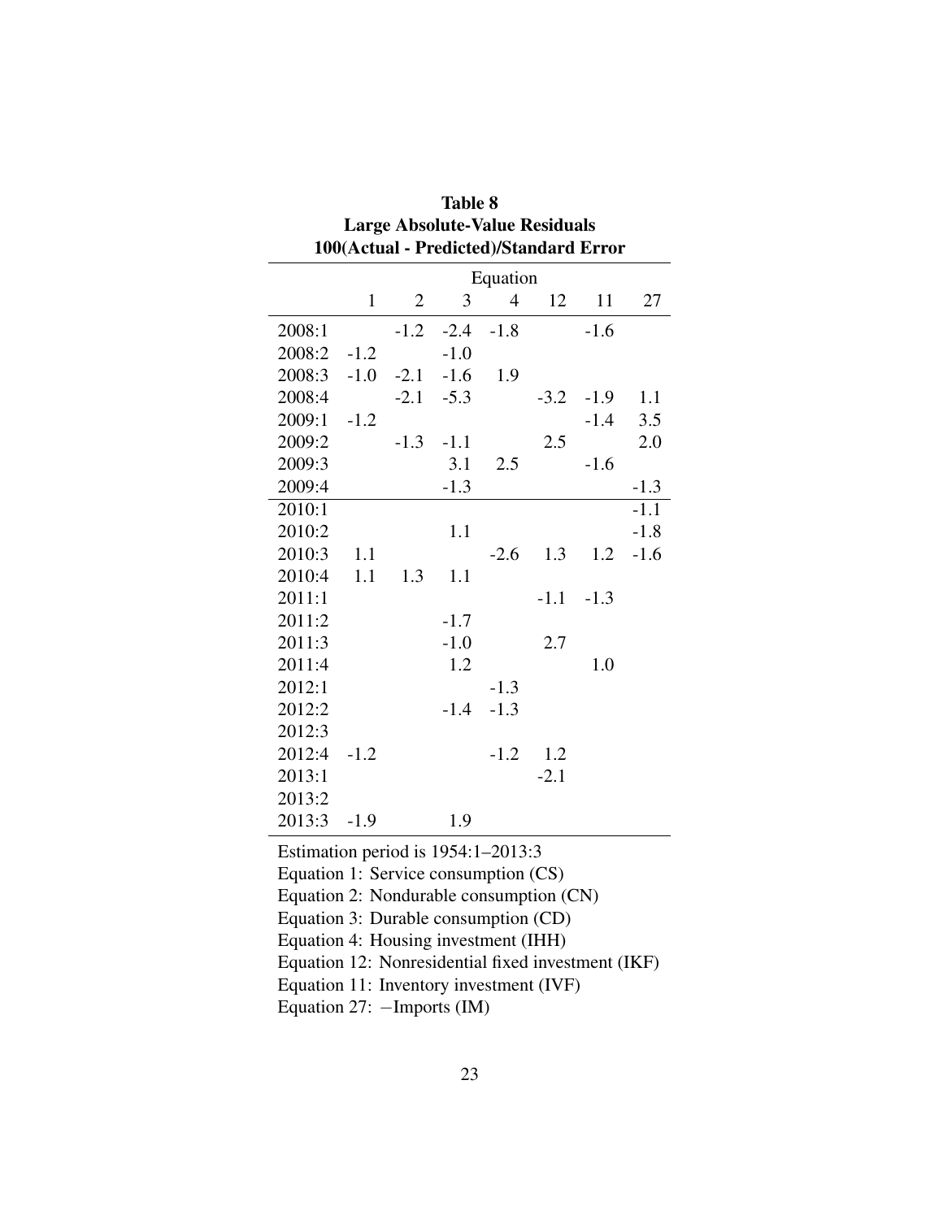**Table 8**
**Large Absolute-Value Residuals**
**100(Actual - Predicted)/Standard Error**

| | Equation | | | | | | |
|---|---|---|---|---|---|---|---|
| | 1 | 2 | 3 | 4 | 12 | 11 | 27 |
| 2008:1 | | -1.2 | -2.4 | -1.8 | | -1.6 | |
| 2008:2 | -1.2 | | -1.0 | | | | |
| 2008:3 | -1.0 | -2.1 | -1.6 | 1.9 | | | |
| 2008:4 | | -2.1 | -5.3 | | -3.2 | -1.9 | 1.1 |
| 2009:1 | -1.2 | | | | | -1.4 | 3.5 |
| 2009:2 | | -1.3 | -1.1 | | 2.5 | | 2.0 |
| 2009:3 | | | 3.1 | 2.5 | | -1.6 | |
| 2009:4 | | | -1.3 | | | | -1.3 |
| 2010:1 | | | | | | | -1.1 |
| 2010:2 | | | 1.1 | | | | -1.8 |
| 2010:3 | 1.1 | | | -2.6 | 1.3 | 1.2 | -1.6 |
| 2010:4 | 1.1 | 1.3 | 1.1 | | | | |
| 2011:1 | | | | | -1.1 | -1.3 | |
| 2011:2 | | | -1.7 | | | | |
| 2011:3 | | | -1.0 | | 2.7 | | |
| 2011:4 | | | 1.2 | | | 1.0 | |
| 2012:1 | | | | -1.3 | | | |
| 2012:2 | | | -1.4 | -1.3 | | | |
| 2012:3 | | | | | | | |
| 2012:4 | -1.2 | | | -1.2 | 1.2 | | |
| 2013:1 | | | | | -2.1 | | |
| 2013:2 | | | | | | | |
| 2013:3 | -1.9 | | 1.9 | | | | |

Estimation period is 1954:1–2013:3
Equation 1: Service consumption (CS)
Equation 2: Nondurable consumption (CN)
Equation 3: Durable consumption (CD)
Equation 4: Housing investment (IHH)
Equation 12: Nonresidential fixed investment (IKF)
Equation 11: Inventory investment (IVF)
Equation 27: −Imports (IM)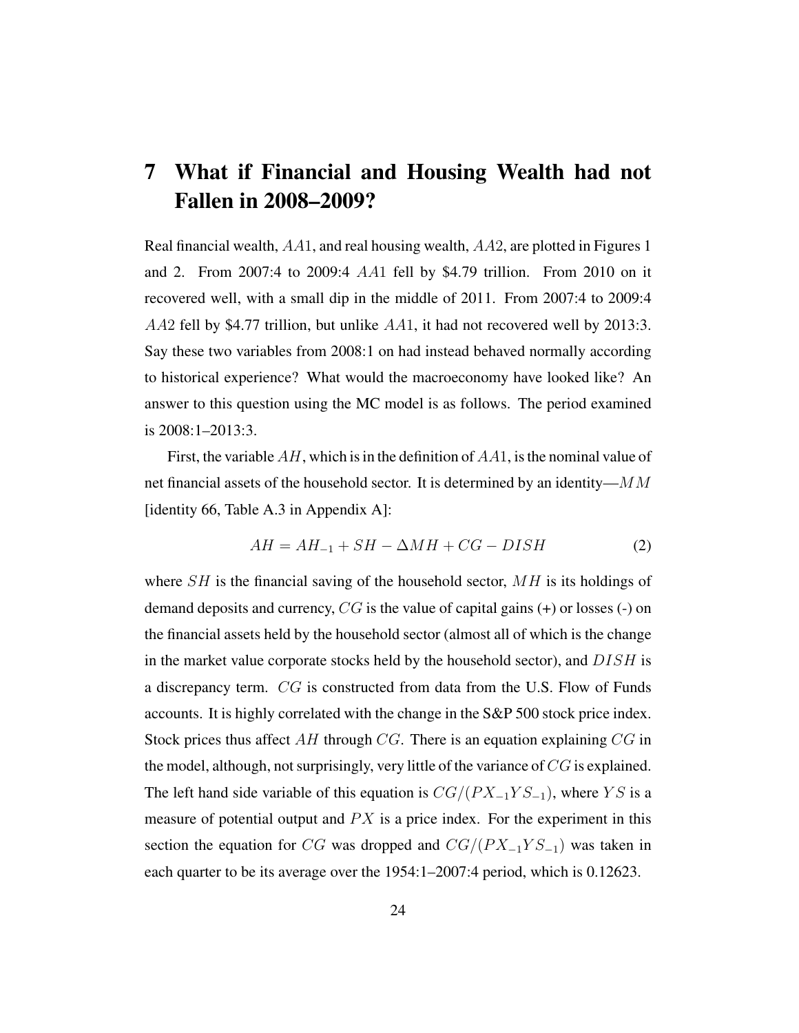# 7 What if Financial and Housing Wealth had not Fallen in 2008–2009?

Real financial wealth, $AA1$, and real housing wealth, $AA2$, are plotted in Figures 1 and 2. From 2007:4 to 2009:4 $AA1$ fell by \$4.79 trillion. From 2010 on it recovered well, with a small dip in the middle of 2011. From 2007:4 to 2009:4 $AA2$ fell by \$4.77 trillion, but unlike $AA1$, it had not recovered well by 2013:3. Say these two variables from 2008:1 on had instead behaved normally according to historical experience? What would the macroeconomy have looked like? An answer to this question using the MC model is as follows. The period examined is 2008:1–2013:3.

First, the variable $AH$, which is in the definition of $AA1$, is the nominal value of net financial assets of the household sector. It is determined by an identity—$MM$ [identity 66, Table A.3 in Appendix A]:

$$AH = AH_{-1} + SH - \Delta MH + CG - DISH \tag{2}$$

where $SH$ is the financial saving of the household sector, $MH$ is its holdings of demand deposits and currency, $CG$ is the value of capital gains (+) or losses (-) on the financial assets held by the household sector (almost all of which is the change in the market value corporate stocks held by the household sector), and $DISH$ is a discrepancy term. $CG$ is constructed from data from the U.S. Flow of Funds accounts. It is highly correlated with the change in the S&P 500 stock price index. Stock prices thus affect $AH$ through $CG$. There is an equation explaining $CG$ in the model, although, not surprisingly, very little of the variance of $CG$ is explained. The left hand side variable of this equation is $CG/(PX_{-1}YS_{-1})$, where $YS$ is a measure of potential output and $PX$ is a price index. For the experiment in this section the equation for $CG$ was dropped and $CG/(PX_{-1}YS_{-1})$ was taken in each quarter to be its average over the 1954:1–2007:4 period, which is 0.12623.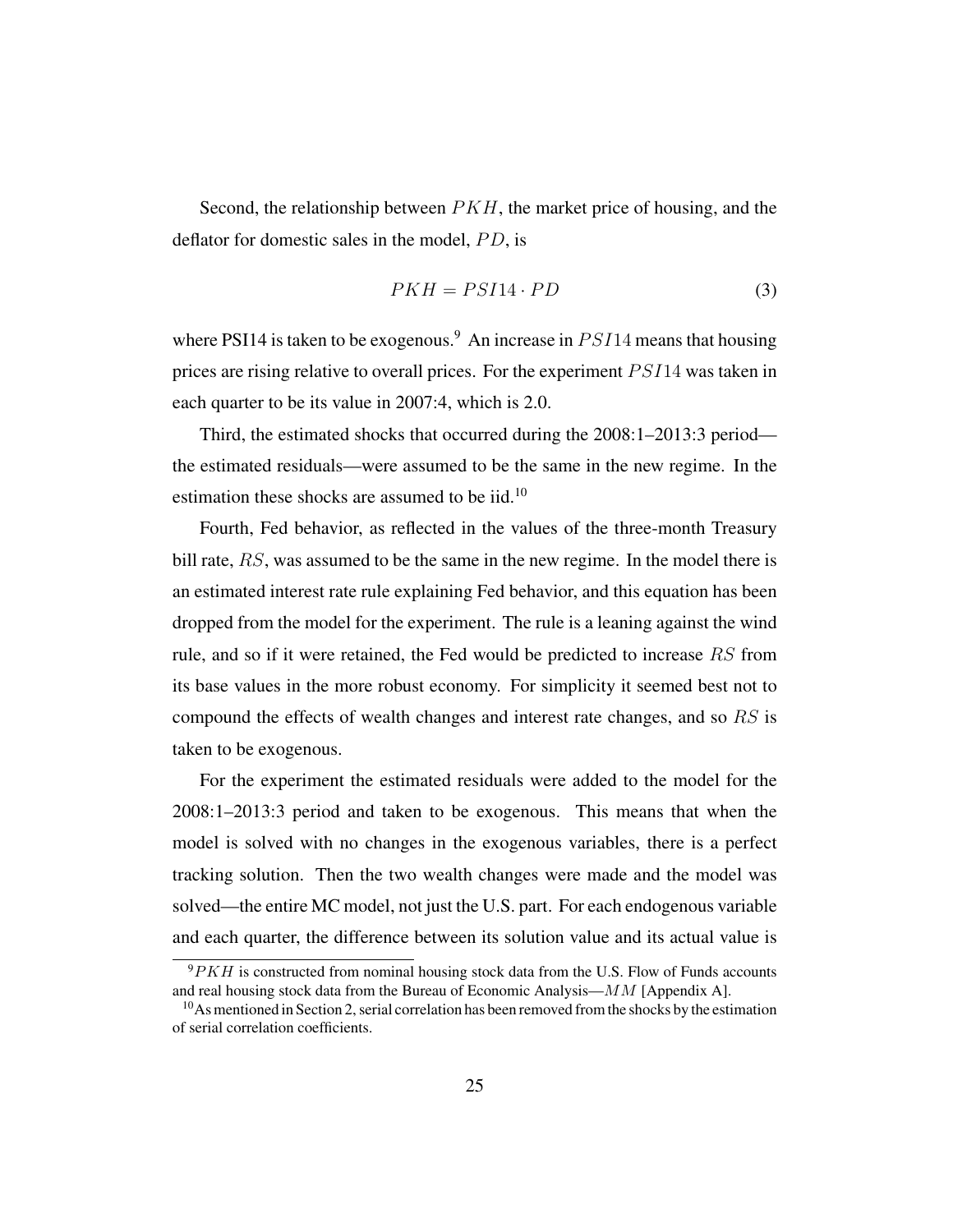Second, the relationship between $PKH$, the market price of housing, and the deflator for domestic sales in the model, $PD$, is

$$PKH = PSI14 \cdot PD \tag{3}$$

where PSI14 is taken to be exogenous.[9] An increase in $PSI14$ means that housing prices are rising relative to overall prices. For the experiment $PSI14$ was taken in each quarter to be its value in 2007:4, which is 2.0.

Third, the estimated shocks that occurred during the 2008:1–2013:3 period—the estimated residuals—were assumed to be the same in the new regime. In the estimation these shocks are assumed to be iid.[10]

Fourth, Fed behavior, as reflected in the values of the three-month Treasury bill rate, $RS$, was assumed to be the same in the new regime. In the model there is an estimated interest rate rule explaining Fed behavior, and this equation has been dropped from the model for the experiment. The rule is a leaning against the wind rule, and so if it were retained, the Fed would be predicted to increase $RS$ from its base values in the more robust economy. For simplicity it seemed best not to compound the effects of wealth changes and interest rate changes, and so $RS$ is taken to be exogenous.

For the experiment the estimated residuals were added to the model for the 2008:1–2013:3 period and taken to be exogenous. This means that when the model is solved with no changes in the exogenous variables, there is a perfect tracking solution. Then the two wealth changes were made and the model was solved—the entire MC model, not just the U.S. part. For each endogenous variable and each quarter, the difference between its solution value and its actual value is

[9] $PKH$ is constructed from nominal housing stock data from the U.S. Flow of Funds accounts and real housing stock data from the Bureau of Economic Analysis—$MM$ [Appendix A].

[10] As mentioned in Section 2, serial correlation has been removed from the shocks by the estimation of serial correlation coefficients.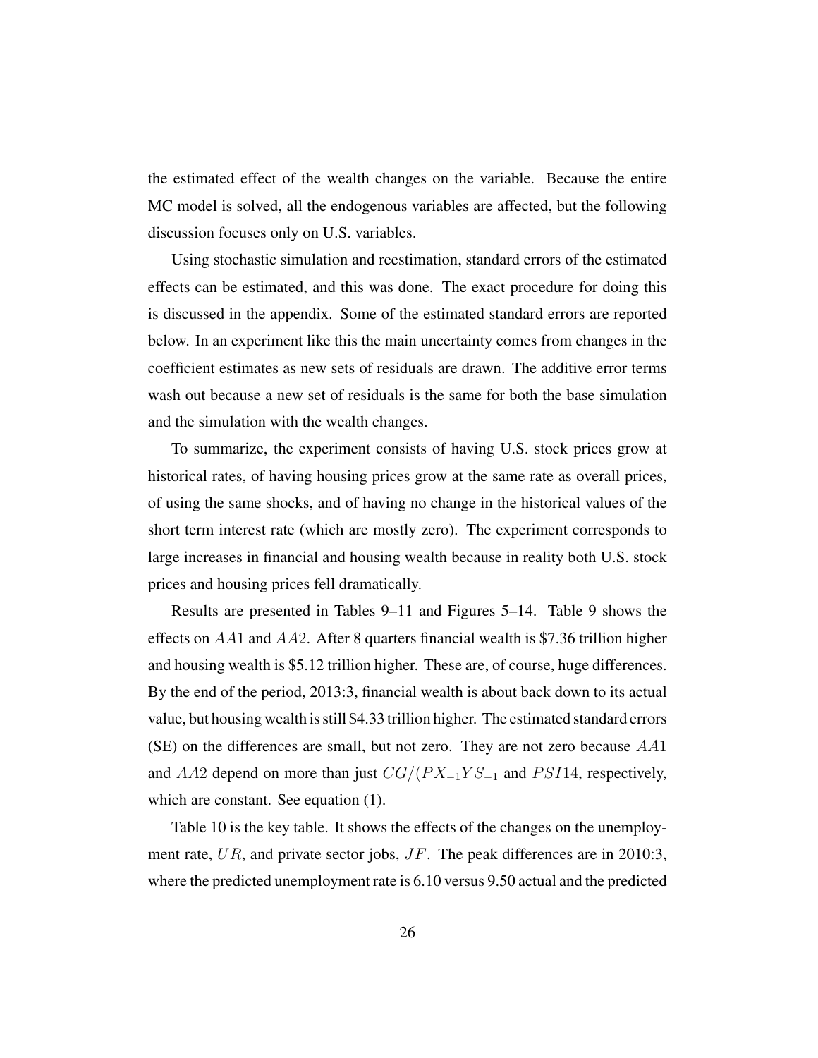the estimated effect of the wealth changes on the variable. Because the entire MC model is solved, all the endogenous variables are affected, but the following discussion focuses only on U.S. variables.

Using stochastic simulation and reestimation, standard errors of the estimated effects can be estimated, and this was done. The exact procedure for doing this is discussed in the appendix. Some of the estimated standard errors are reported below. In an experiment like this the main uncertainty comes from changes in the coefficient estimates as new sets of residuals are drawn. The additive error terms wash out because a new set of residuals is the same for both the base simulation and the simulation with the wealth changes.

To summarize, the experiment consists of having U.S. stock prices grow at historical rates, of having housing prices grow at the same rate as overall prices, of using the same shocks, and of having no change in the historical values of the short term interest rate (which are mostly zero). The experiment corresponds to large increases in financial and housing wealth because in reality both U.S. stock prices and housing prices fell dramatically.

Results are presented in Tables 9–11 and Figures 5–14. Table 9 shows the effects on $AA1$ and $AA2$. After 8 quarters financial wealth is \$7.36 trillion higher and housing wealth is \$5.12 trillion higher. These are, of course, huge differences. By the end of the period, 2013:3, financial wealth is about back down to its actual value, but housing wealth is still \$4.33 trillion higher. The estimated standard errors (SE) on the differences are small, but not zero. They are not zero because $AA1$ and $AA2$ depend on more than just $CG/(PX_{-1}YS_{-1}$ and $PSI14$, respectively, which are constant. See equation (1).

Table 10 is the key table. It shows the effects of the changes on the unemployment rate, $UR$, and private sector jobs, $JF$. The peak differences are in 2010:3, where the predicted unemployment rate is 6.10 versus 9.50 actual and the predicted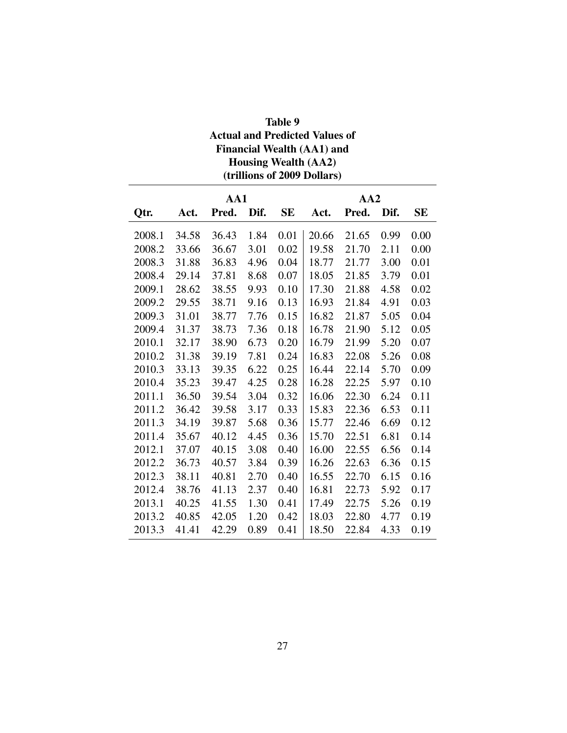**Table 9**
**Actual and Predicted Values of**
**Financial Wealth (AA1) and**
**Housing Wealth (AA2)**
**(trillions of 2009 Dollars)**

| | AA1 | | | | AA2 | | | |
|---|---|---|---|---|---|---|---|---|
| **Qtr.** | **Act.** | **Pred.** | **Dif.** | **SE** | **Act.** | **Pred.** | **Dif.** | **SE** |
| 2008.1 | 34.58 | 36.43 | 1.84 | 0.01 | 20.66 | 21.65 | 0.99 | 0.00 |
| 2008.2 | 33.66 | 36.67 | 3.01 | 0.02 | 19.58 | 21.70 | 2.11 | 0.00 |
| 2008.3 | 31.88 | 36.83 | 4.96 | 0.04 | 18.77 | 21.77 | 3.00 | 0.01 |
| 2008.4 | 29.14 | 37.81 | 8.68 | 0.07 | 18.05 | 21.85 | 3.79 | 0.01 |
| 2009.1 | 28.62 | 38.55 | 9.93 | 0.10 | 17.30 | 21.88 | 4.58 | 0.02 |
| 2009.2 | 29.55 | 38.71 | 9.16 | 0.13 | 16.93 | 21.84 | 4.91 | 0.03 |
| 2009.3 | 31.01 | 38.77 | 7.76 | 0.15 | 16.82 | 21.87 | 5.05 | 0.04 |
| 2009.4 | 31.37 | 38.73 | 7.36 | 0.18 | 16.78 | 21.90 | 5.12 | 0.05 |
| 2010.1 | 32.17 | 38.90 | 6.73 | 0.20 | 16.79 | 21.99 | 5.20 | 0.07 |
| 2010.2 | 31.38 | 39.19 | 7.81 | 0.24 | 16.83 | 22.08 | 5.26 | 0.08 |
| 2010.3 | 33.13 | 39.35 | 6.22 | 0.25 | 16.44 | 22.14 | 5.70 | 0.09 |
| 2010.4 | 35.23 | 39.47 | 4.25 | 0.28 | 16.28 | 22.25 | 5.97 | 0.10 |
| 2011.1 | 36.50 | 39.54 | 3.04 | 0.32 | 16.06 | 22.30 | 6.24 | 0.11 |
| 2011.2 | 36.42 | 39.58 | 3.17 | 0.33 | 15.83 | 22.36 | 6.53 | 0.11 |
| 2011.3 | 34.19 | 39.87 | 5.68 | 0.36 | 15.77 | 22.46 | 6.69 | 0.12 |
| 2011.4 | 35.67 | 40.12 | 4.45 | 0.36 | 15.70 | 22.51 | 6.81 | 0.14 |
| 2012.1 | 37.07 | 40.15 | 3.08 | 0.40 | 16.00 | 22.55 | 6.56 | 0.14 |
| 2012.2 | 36.73 | 40.57 | 3.84 | 0.39 | 16.26 | 22.63 | 6.36 | 0.15 |
| 2012.3 | 38.11 | 40.81 | 2.70 | 0.40 | 16.55 | 22.70 | 6.15 | 0.16 |
| 2012.4 | 38.76 | 41.13 | 2.37 | 0.40 | 16.81 | 22.73 | 5.92 | 0.17 |
| 2013.1 | 40.25 | 41.55 | 1.30 | 0.41 | 17.49 | 22.75 | 5.26 | 0.19 |
| 2013.2 | 40.85 | 42.05 | 1.20 | 0.42 | 18.03 | 22.80 | 4.77 | 0.19 |
| 2013.3 | 41.41 | 42.29 | 0.89 | 0.41 | 18.50 | 22.84 | 4.33 | 0.19 |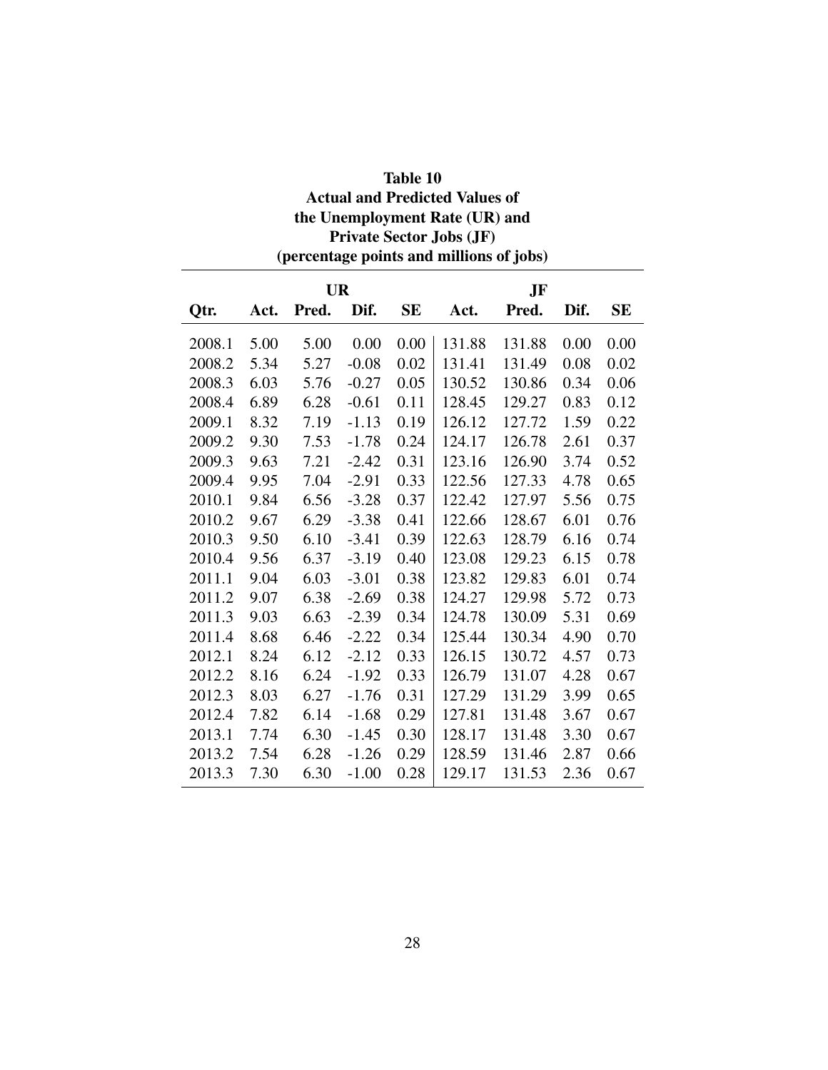**Table 10**
**Actual and Predicted Values of the Unemployment Rate (UR) and Private Sector Jobs (JF)**
**(percentage points and millions of jobs)**

| | UR | | | | JF | | | |
|---|---|---|---|---|---|---|---|---|
| Qtr. | Act. | Pred. | Dif. | SE | Act. | Pred. | Dif. | SE |
| 2008.1 | 5.00 | 5.00 | 0.00 | 0.00 | 131.88 | 131.88 | 0.00 | 0.00 |
| 2008.2 | 5.34 | 5.27 | -0.08 | 0.02 | 131.41 | 131.49 | 0.08 | 0.02 |
| 2008.3 | 6.03 | 5.76 | -0.27 | 0.05 | 130.52 | 130.86 | 0.34 | 0.06 |
| 2008.4 | 6.89 | 6.28 | -0.61 | 0.11 | 128.45 | 129.27 | 0.83 | 0.12 |
| 2009.1 | 8.32 | 7.19 | -1.13 | 0.19 | 126.12 | 127.72 | 1.59 | 0.22 |
| 2009.2 | 9.30 | 7.53 | -1.78 | 0.24 | 124.17 | 126.78 | 2.61 | 0.37 |
| 2009.3 | 9.63 | 7.21 | -2.42 | 0.31 | 123.16 | 126.90 | 3.74 | 0.52 |
| 2009.4 | 9.95 | 7.04 | -2.91 | 0.33 | 122.56 | 127.33 | 4.78 | 0.65 |
| 2010.1 | 9.84 | 6.56 | -3.28 | 0.37 | 122.42 | 127.97 | 5.56 | 0.75 |
| 2010.2 | 9.67 | 6.29 | -3.38 | 0.41 | 122.66 | 128.67 | 6.01 | 0.76 |
| 2010.3 | 9.50 | 6.10 | -3.41 | 0.39 | 122.63 | 128.79 | 6.16 | 0.74 |
| 2010.4 | 9.56 | 6.37 | -3.19 | 0.40 | 123.08 | 129.23 | 6.15 | 0.78 |
| 2011.1 | 9.04 | 6.03 | -3.01 | 0.38 | 123.82 | 129.83 | 6.01 | 0.74 |
| 2011.2 | 9.07 | 6.38 | -2.69 | 0.38 | 124.27 | 129.98 | 5.72 | 0.73 |
| 2011.3 | 9.03 | 6.63 | -2.39 | 0.34 | 124.78 | 130.09 | 5.31 | 0.69 |
| 2011.4 | 8.68 | 6.46 | -2.22 | 0.34 | 125.44 | 130.34 | 4.90 | 0.70 |
| 2012.1 | 8.24 | 6.12 | -2.12 | 0.33 | 126.15 | 130.72 | 4.57 | 0.73 |
| 2012.2 | 8.16 | 6.24 | -1.92 | 0.33 | 126.79 | 131.07 | 4.28 | 0.67 |
| 2012.3 | 8.03 | 6.27 | -1.76 | 0.31 | 127.29 | 131.29 | 3.99 | 0.65 |
| 2012.4 | 7.82 | 6.14 | -1.68 | 0.29 | 127.81 | 131.48 | 3.67 | 0.67 |
| 2013.1 | 7.74 | 6.30 | -1.45 | 0.30 | 128.17 | 131.48 | 3.30 | 0.67 |
| 2013.2 | 7.54 | 6.28 | -1.26 | 0.29 | 128.59 | 131.46 | 2.87 | 0.66 |
| 2013.3 | 7.30 | 6.30 | -1.00 | 0.28 | 129.17 | 131.53 | 2.36 | 0.67 |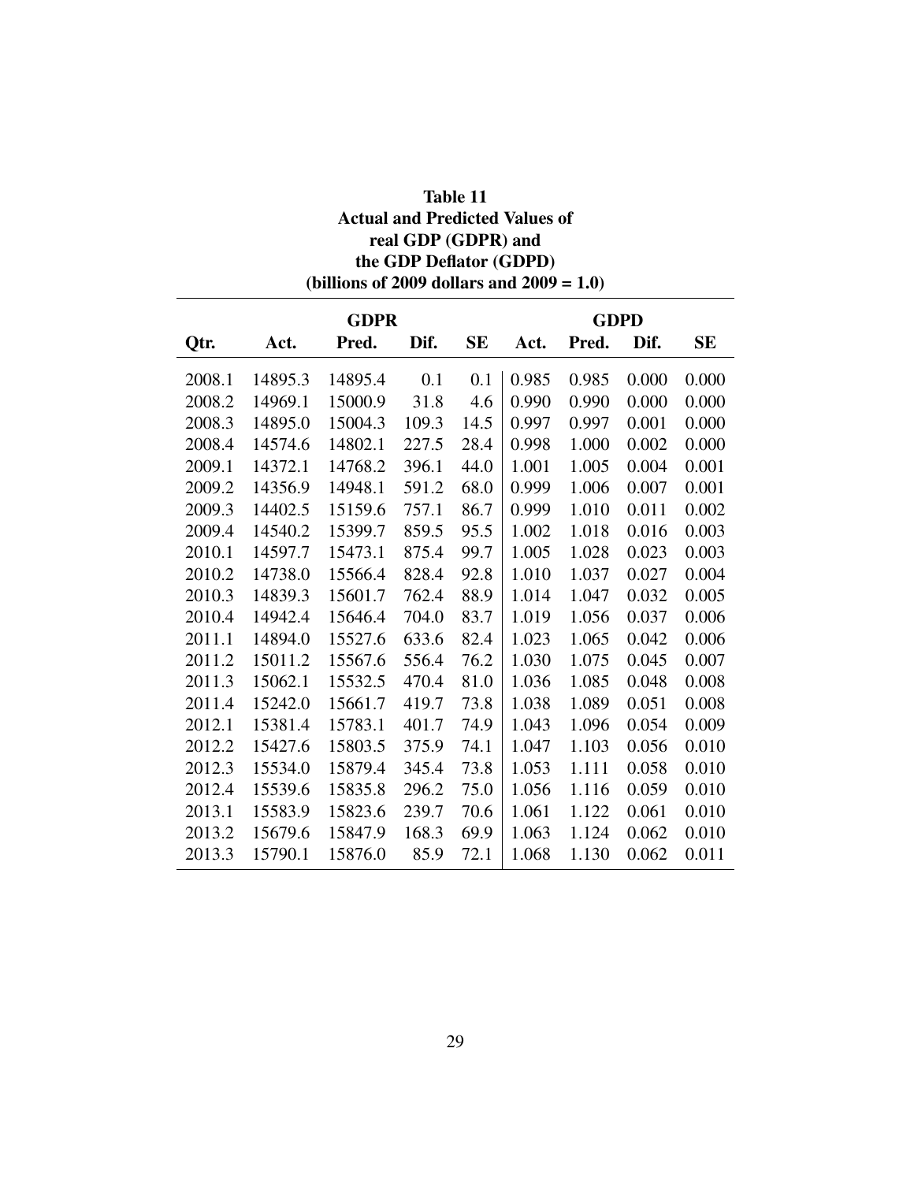**Table 11**
**Actual and Predicted Values of**
**real GDP (GDPR) and**
**the GDP Deflator (GDPD)**
**(billions of 2009 dollars and 2009 = 1.0)**

| | GDPR | | | | GDPD | | | |
|---|---|---|---|---|---|---|---|---|
| **Qtr.** | **Act.** | **Pred.** | **Dif.** | **SE** | **Act.** | **Pred.** | **Dif.** | **SE** |
| 2008.1 | 14895.3 | 14895.4 | 0.1 | 0.1 | 0.985 | 0.985 | 0.000 | 0.000 |
| 2008.2 | 14969.1 | 15000.9 | 31.8 | 4.6 | 0.990 | 0.990 | 0.000 | 0.000 |
| 2008.3 | 14895.0 | 15004.3 | 109.3 | 14.5 | 0.997 | 0.997 | 0.001 | 0.000 |
| 2008.4 | 14574.6 | 14802.1 | 227.5 | 28.4 | 0.998 | 1.000 | 0.002 | 0.000 |
| 2009.1 | 14372.1 | 14768.2 | 396.1 | 44.0 | 1.001 | 1.005 | 0.004 | 0.001 |
| 2009.2 | 14356.9 | 14948.1 | 591.2 | 68.0 | 0.999 | 1.006 | 0.007 | 0.001 |
| 2009.3 | 14402.5 | 15159.6 | 757.1 | 86.7 | 0.999 | 1.010 | 0.011 | 0.002 |
| 2009.4 | 14540.2 | 15399.7 | 859.5 | 95.5 | 1.002 | 1.018 | 0.016 | 0.003 |
| 2010.1 | 14597.7 | 15473.1 | 875.4 | 99.7 | 1.005 | 1.028 | 0.023 | 0.003 |
| 2010.2 | 14738.0 | 15566.4 | 828.4 | 92.8 | 1.010 | 1.037 | 0.027 | 0.004 |
| 2010.3 | 14839.3 | 15601.7 | 762.4 | 88.9 | 1.014 | 1.047 | 0.032 | 0.005 |
| 2010.4 | 14942.4 | 15646.4 | 704.0 | 83.7 | 1.019 | 1.056 | 0.037 | 0.006 |
| 2011.1 | 14894.0 | 15527.6 | 633.6 | 82.4 | 1.023 | 1.065 | 0.042 | 0.006 |
| 2011.2 | 15011.2 | 15567.6 | 556.4 | 76.2 | 1.030 | 1.075 | 0.045 | 0.007 |
| 2011.3 | 15062.1 | 15532.5 | 470.4 | 81.0 | 1.036 | 1.085 | 0.048 | 0.008 |
| 2011.4 | 15242.0 | 15661.7 | 419.7 | 73.8 | 1.038 | 1.089 | 0.051 | 0.008 |
| 2012.1 | 15381.4 | 15783.1 | 401.7 | 74.9 | 1.043 | 1.096 | 0.054 | 0.009 |
| 2012.2 | 15427.6 | 15803.5 | 375.9 | 74.1 | 1.047 | 1.103 | 0.056 | 0.010 |
| 2012.3 | 15534.0 | 15879.4 | 345.4 | 73.8 | 1.053 | 1.111 | 0.058 | 0.010 |
| 2012.4 | 15539.6 | 15835.8 | 296.2 | 75.0 | 1.056 | 1.116 | 0.059 | 0.010 |
| 2013.1 | 15583.9 | 15823.6 | 239.7 | 70.6 | 1.061 | 1.122 | 0.061 | 0.010 |
| 2013.2 | 15679.6 | 15847.9 | 168.3 | 69.9 | 1.063 | 1.124 | 0.062 | 0.010 |
| 2013.3 | 15790.1 | 15876.0 | 85.9 | 72.1 | 1.068 | 1.130 | 0.062 | 0.011 |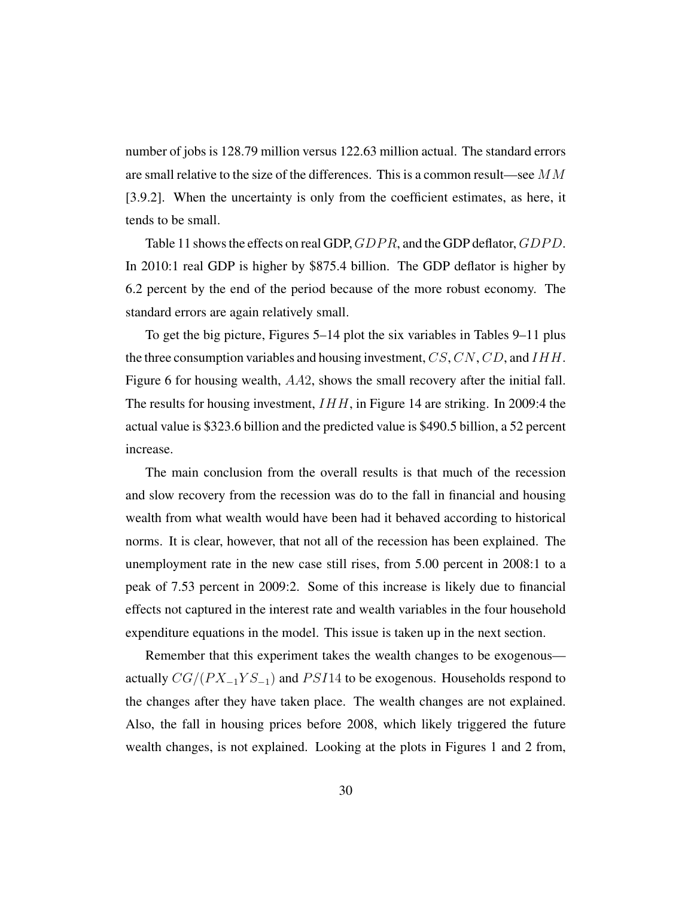number of jobs is 128.79 million versus 122.63 million actual. The standard errors are small relative to the size of the differences. This is a common result—see $MM$ [3.9.2]. When the uncertainty is only from the coefficient estimates, as here, it tends to be small.

Table 11 shows the effects on real GDP, $GDPR$, and the GDP deflator, $GDPD$. In 2010:1 real GDP is higher by \$875.4 billion. The GDP deflator is higher by 6.2 percent by the end of the period because of the more robust economy. The standard errors are again relatively small.

To get the big picture, Figures 5–14 plot the six variables in Tables 9–11 plus the three consumption variables and housing investment, $CS$, $CN$, $CD$, and $IHH$. Figure 6 for housing wealth, $AA2$, shows the small recovery after the initial fall. The results for housing investment, $IHH$, in Figure 14 are striking. In 2009:4 the actual value is \$323.6 billion and the predicted value is \$490.5 billion, a 52 percent increase.

The main conclusion from the overall results is that much of the recession and slow recovery from the recession was do to the fall in financial and housing wealth from what wealth would have been had it behaved according to historical norms. It is clear, however, that not all of the recession has been explained. The unemployment rate in the new case still rises, from 5.00 percent in 2008:1 to a peak of 7.53 percent in 2009:2. Some of this increase is likely due to financial effects not captured in the interest rate and wealth variables in the four household expenditure equations in the model. This issue is taken up in the next section.

Remember that this experiment takes the wealth changes to be exogenous—actually $CG/(PX_{-1}YS_{-1})$ and $PSI14$ to be exogenous. Households respond to the changes after they have taken place. The wealth changes are not explained. Also, the fall in housing prices before 2008, which likely triggered the future wealth changes, is not explained. Looking at the plots in Figures 1 and 2 from,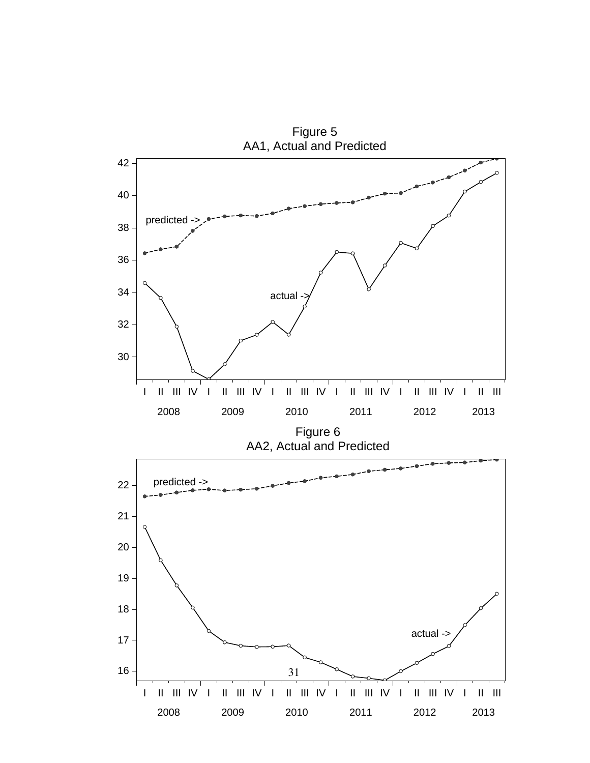Figure 5
AA1, Actual and Predicted

Figure 6
AA2, Actual and Predicted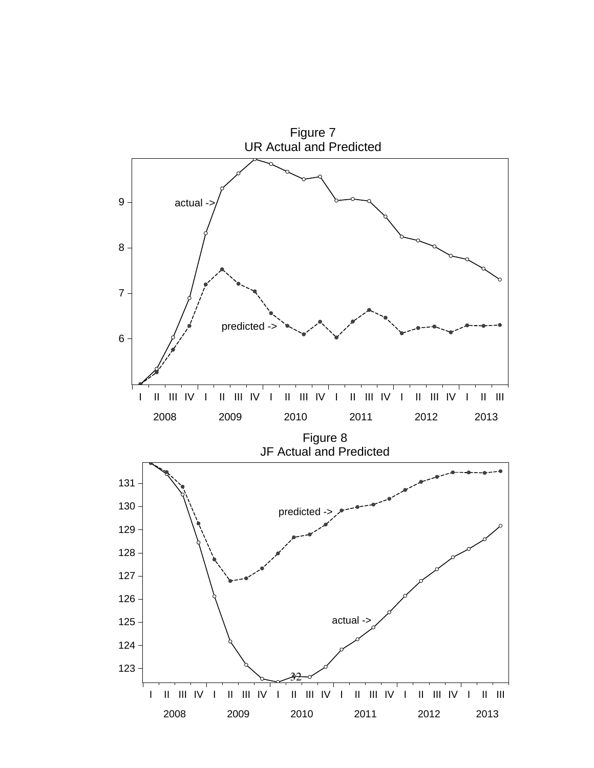Figure 7
UR Actual and Predicted

Figure 8
JF Actual and Predicted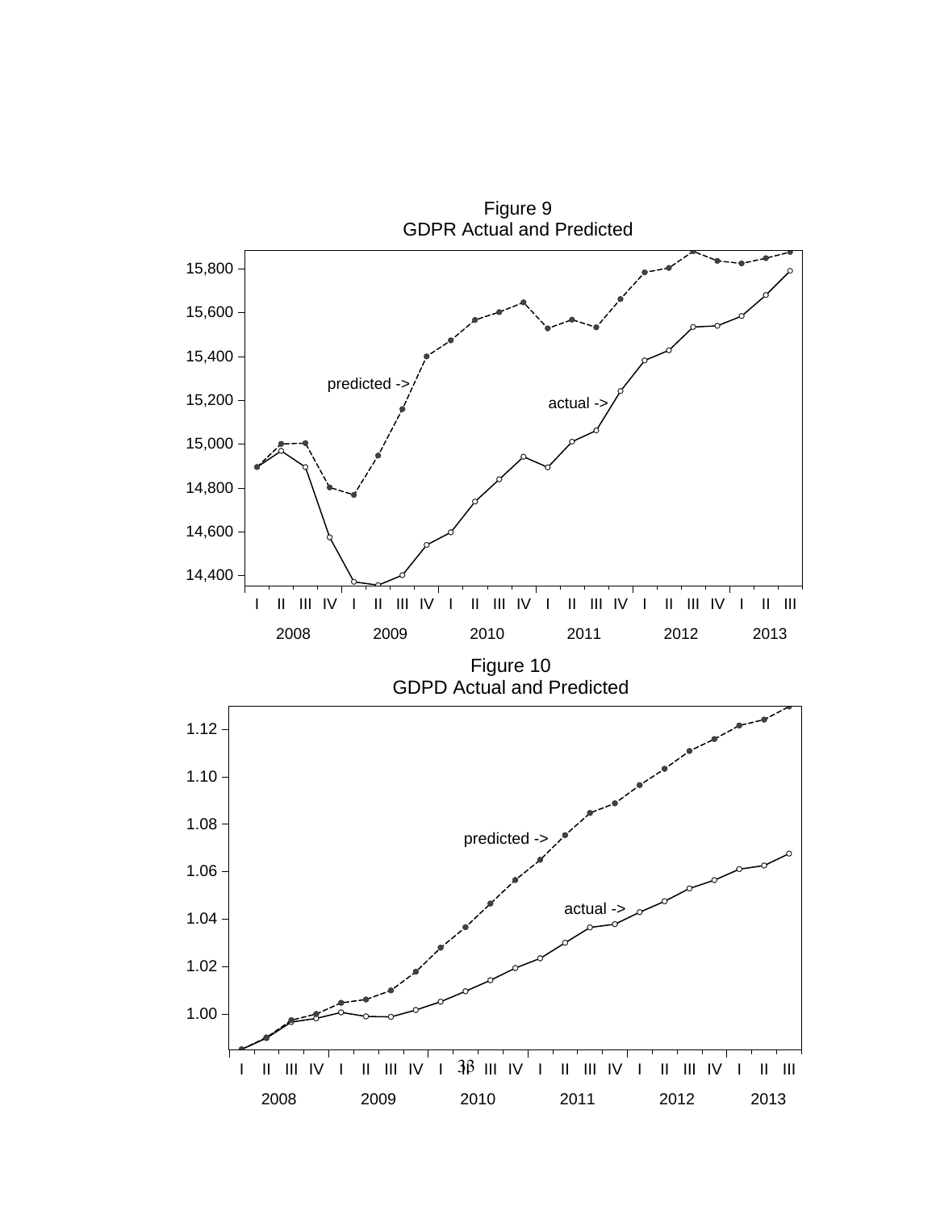Figure 9
GDPR Actual and Predicted

Figure 10
GDPD Actual and Predicted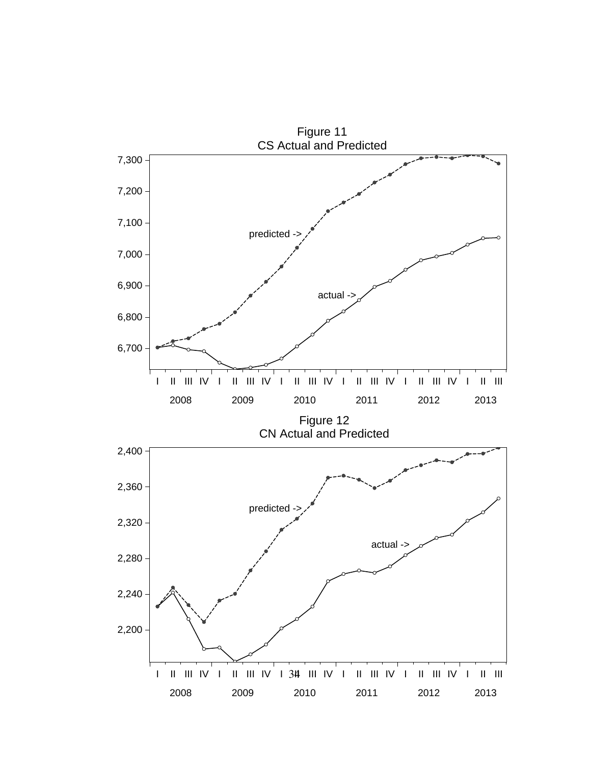Figure 11
CS Actual and Predicted

Figure 12
CN Actual and Predicted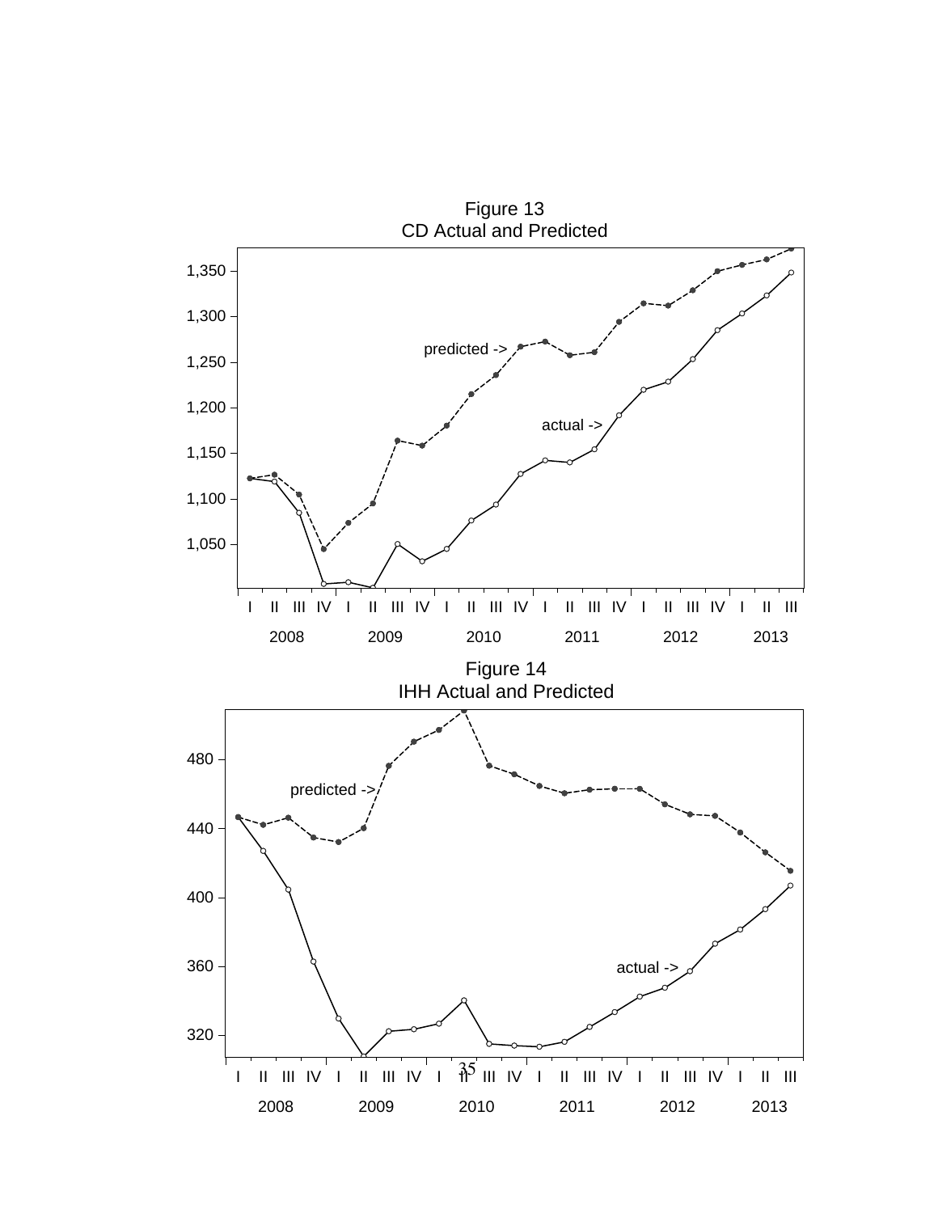Figure 13
CD Actual and Predicted

Figure 14
IHH Actual and Predicted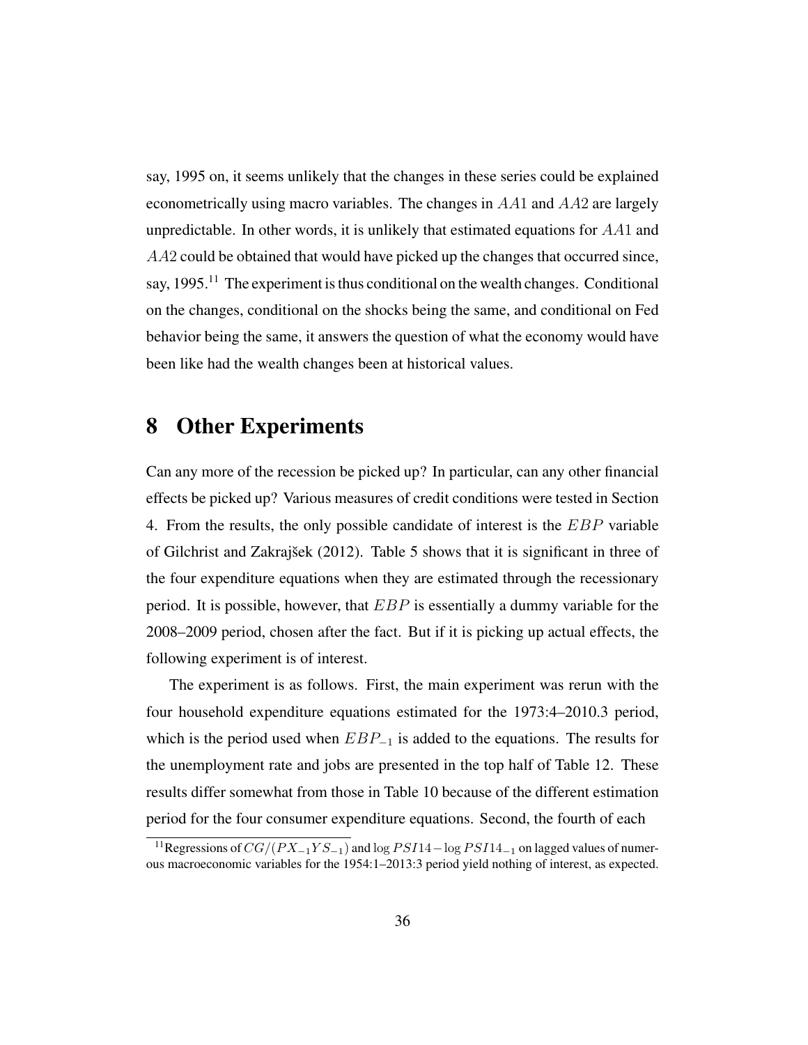say, 1995 on, it seems unlikely that the changes in these series could be explained econometrically using macro variables. The changes in $AA1$ and $AA2$ are largely unpredictable. In other words, it is unlikely that estimated equations for $AA1$ and $AA2$ could be obtained that would have picked up the changes that occurred since, say, 1995.[11] The experiment is thus conditional on the wealth changes. Conditional on the changes, conditional on the shocks being the same, and conditional on Fed behavior being the same, it answers the question of what the economy would have been like had the wealth changes been at historical values.

# 8 Other Experiments

Can any more of the recession be picked up? In particular, can any other financial effects be picked up? Various measures of credit conditions were tested in Section 4. From the results, the only possible candidate of interest is the $EBP$ variable of Gilchrist and Zakrajšek (2012). Table 5 shows that it is significant in three of the four expenditure equations when they are estimated through the recessionary period. It is possible, however, that $EBP$ is essentially a dummy variable for the 2008–2009 period, chosen after the fact. But if it is picking up actual effects, the following experiment is of interest.

The experiment is as follows. First, the main experiment was rerun with the four household expenditure equations estimated for the 1973:4–2010.3 period, which is the period used when $EBP_{-1}$ is added to the equations. The results for the unemployment rate and jobs are presented in the top half of Table 12. These results differ somewhat from those in Table 10 because of the different estimation period for the four consumer expenditure equations. Second, the fourth of each

[11] Regressions of $CG/(PX_{-1}YS_{-1})$ and $\log PSI14 - \log PSI14_{-1}$ on lagged values of numerous macroeconomic variables for the 1954:1–2013:3 period yield nothing of interest, as expected.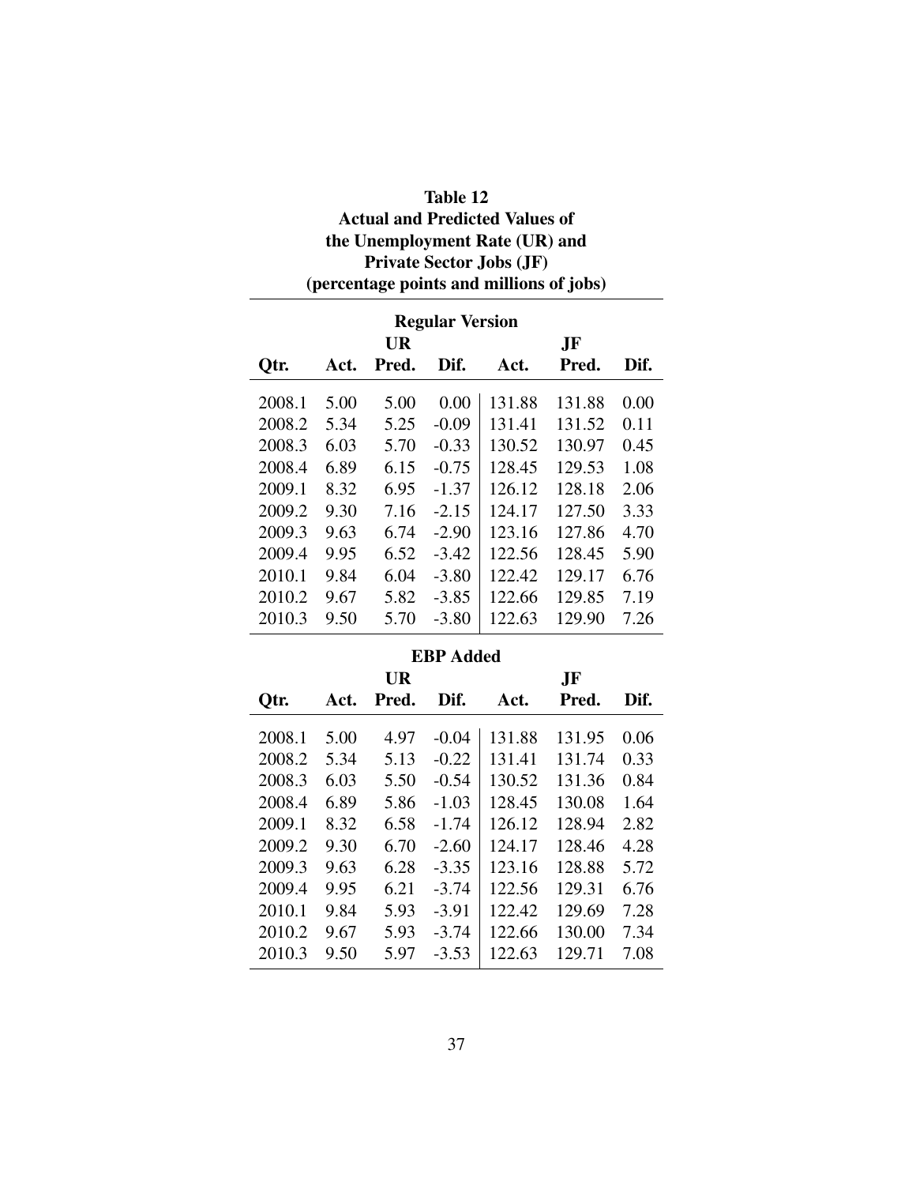**Table 12**
**Actual and Predicted Values of the Unemployment Rate (UR) and Private Sector Jobs (JF)**
**(percentage points and millions of jobs)**

**Regular Version**

| | UR | | | JF | | |
|---|---|---|---|---|---|---|
| Qtr. | Act. | Pred. | Dif. | Act. | Pred. | Dif. |
| 2008.1 | 5.00 | 5.00 | 0.00 | 131.88 | 131.88 | 0.00 |
| 2008.2 | 5.34 | 5.25 | -0.09 | 131.41 | 131.52 | 0.11 |
| 2008.3 | 6.03 | 5.70 | -0.33 | 130.52 | 130.97 | 0.45 |
| 2008.4 | 6.89 | 6.15 | -0.75 | 128.45 | 129.53 | 1.08 |
| 2009.1 | 8.32 | 6.95 | -1.37 | 126.12 | 128.18 | 2.06 |
| 2009.2 | 9.30 | 7.16 | -2.15 | 124.17 | 127.50 | 3.33 |
| 2009.3 | 9.63 | 6.74 | -2.90 | 123.16 | 127.86 | 4.70 |
| 2009.4 | 9.95 | 6.52 | -3.42 | 122.56 | 128.45 | 5.90 |
| 2010.1 | 9.84 | 6.04 | -3.80 | 122.42 | 129.17 | 6.76 |
| 2010.2 | 9.67 | 5.82 | -3.85 | 122.66 | 129.85 | 7.19 |
| 2010.3 | 9.50 | 5.70 | -3.80 | 122.63 | 129.90 | 7.26 |

**EBP Added**

| | UR | | | JF | | |
|---|---|---|---|---|---|---|
| Qtr. | Act. | Pred. | Dif. | Act. | Pred. | Dif. |
| 2008.1 | 5.00 | 4.97 | -0.04 | 131.88 | 131.95 | 0.06 |
| 2008.2 | 5.34 | 5.13 | -0.22 | 131.41 | 131.74 | 0.33 |
| 2008.3 | 6.03 | 5.50 | -0.54 | 130.52 | 131.36 | 0.84 |
| 2008.4 | 6.89 | 5.86 | -1.03 | 128.45 | 130.08 | 1.64 |
| 2009.1 | 8.32 | 6.58 | -1.74 | 126.12 | 128.94 | 2.82 |
| 2009.2 | 9.30 | 6.70 | -2.60 | 124.17 | 128.46 | 4.28 |
| 2009.3 | 9.63 | 6.28 | -3.35 | 123.16 | 128.88 | 5.72 |
| 2009.4 | 9.95 | 6.21 | -3.74 | 122.56 | 129.31 | 6.76 |
| 2010.1 | 9.84 | 5.93 | -3.91 | 122.42 | 129.69 | 7.28 |
| 2010.2 | 9.67 | 5.93 | -3.74 | 122.66 | 130.00 | 7.34 |
| 2010.3 | 9.50 | 5.97 | -3.53 | 122.63 | 129.71 | 7.08 |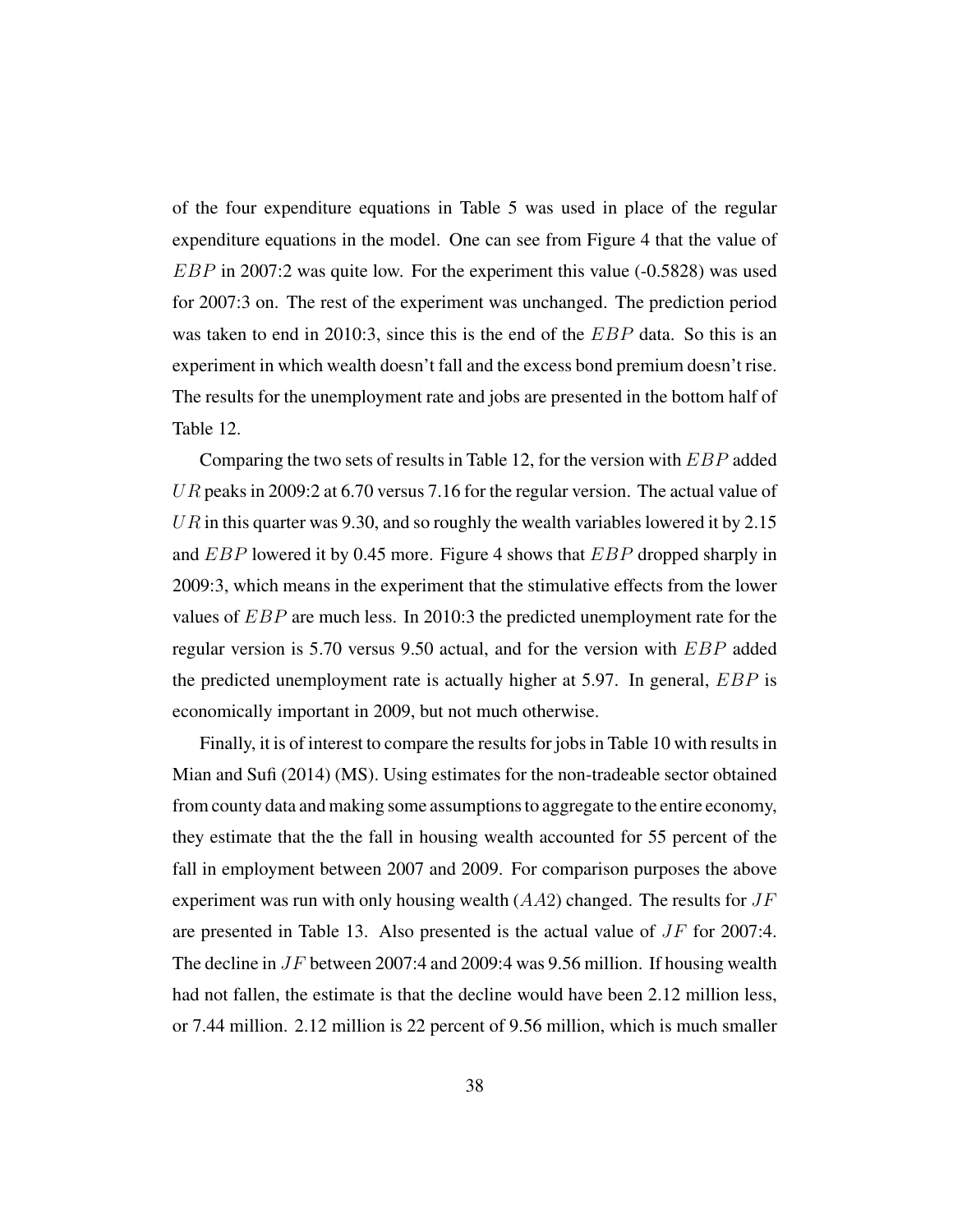of the four expenditure equations in Table 5 was used in place of the regular expenditure equations in the model. One can see from Figure 4 that the value of $EBP$ in 2007:2 was quite low. For the experiment this value (-0.5828) was used for 2007:3 on. The rest of the experiment was unchanged. The prediction period was taken to end in 2010:3, since this is the end of the $EBP$ data. So this is an experiment in which wealth doesn't fall and the excess bond premium doesn't rise. The results for the unemployment rate and jobs are presented in the bottom half of Table 12.

Comparing the two sets of results in Table 12, for the version with $EBP$ added $UR$ peaks in 2009:2 at 6.70 versus 7.16 for the regular version. The actual value of $UR$ in this quarter was 9.30, and so roughly the wealth variables lowered it by 2.15 and $EBP$ lowered it by 0.45 more. Figure 4 shows that $EBP$ dropped sharply in 2009:3, which means in the experiment that the stimulative effects from the lower values of $EBP$ are much less. In 2010:3 the predicted unemployment rate for the regular version is 5.70 versus 9.50 actual, and for the version with $EBP$ added the predicted unemployment rate is actually higher at 5.97. In general, $EBP$ is economically important in 2009, but not much otherwise.

Finally, it is of interest to compare the results for jobs in Table 10 with results in Mian and Sufi (2014) (MS). Using estimates for the non-tradeable sector obtained from county data and making some assumptions to aggregate to the entire economy, they estimate that the the fall in housing wealth accounted for 55 percent of the fall in employment between 2007 and 2009. For comparison purposes the above experiment was run with only housing wealth ($AA2$) changed. The results for $JF$ are presented in Table 13. Also presented is the actual value of $JF$ for 2007:4. The decline in $JF$ between 2007:4 and 2009:4 was 9.56 million. If housing wealth had not fallen, the estimate is that the decline would have been 2.12 million less, or 7.44 million. 2.12 million is 22 percent of 9.56 million, which is much smaller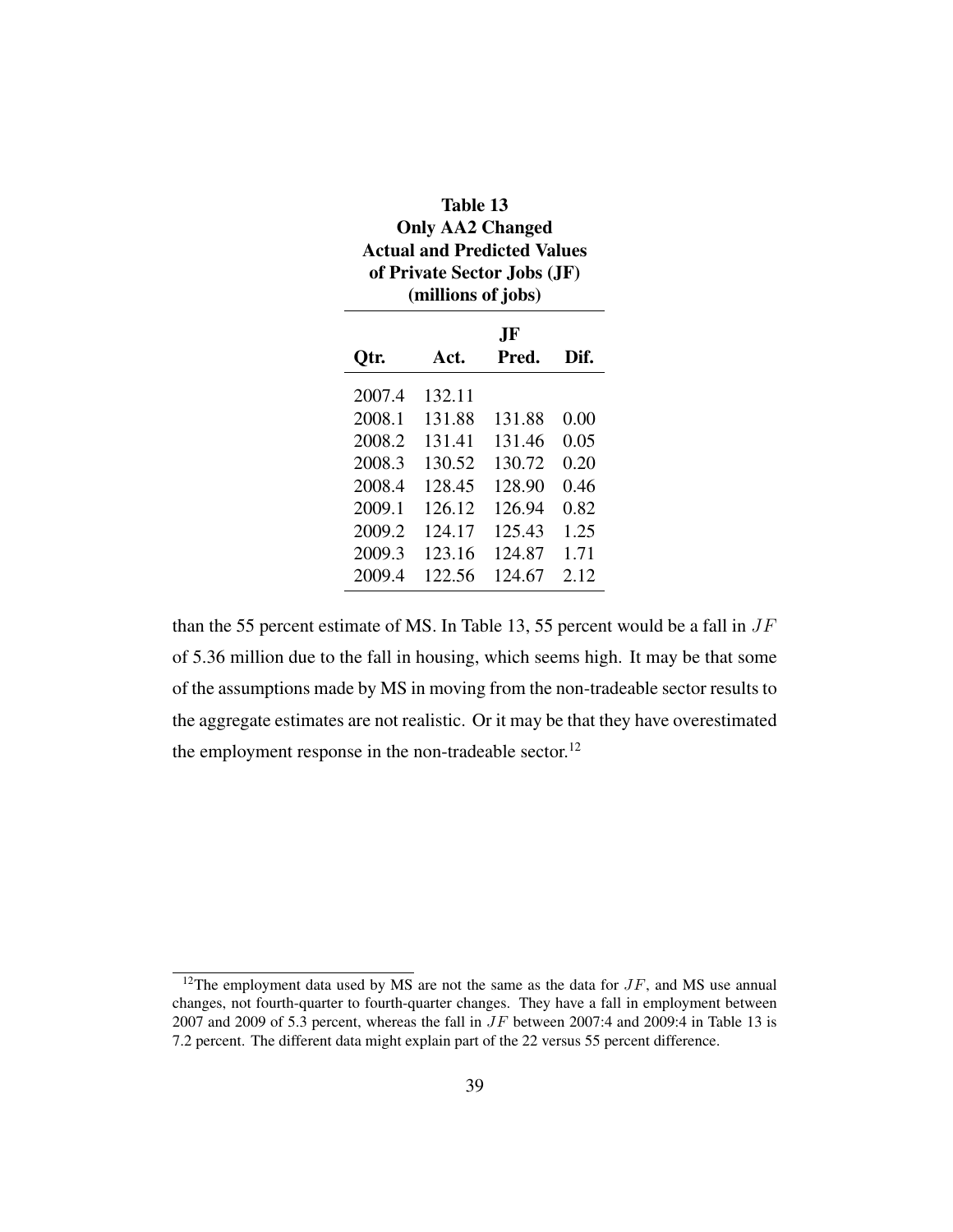**Table 13**
**Only AA2 Changed**
**Actual and Predicted Values**
**of Private Sector Jobs (JF)**
**(millions of jobs)**

| | JF | | |
|---|---|---|---|
| **Qtr.** | **Act.** | **Pred.** | **Dif.** |
| 2007.4 | 132.11 | | |
| 2008.1 | 131.88 | 131.88 | 0.00 |
| 2008.2 | 131.41 | 131.46 | 0.05 |
| 2008.3 | 130.52 | 130.72 | 0.20 |
| 2008.4 | 128.45 | 128.90 | 0.46 |
| 2009.1 | 126.12 | 126.94 | 0.82 |
| 2009.2 | 124.17 | 125.43 | 1.25 |
| 2009.3 | 123.16 | 124.87 | 1.71 |
| 2009.4 | 122.56 | 124.67 | 2.12 |

than the 55 percent estimate of MS. In Table 13, 55 percent would be a fall in $JF$ of 5.36 million due to the fall in housing, which seems high. It may be that some of the assumptions made by MS in moving from the non-tradeable sector results to the aggregate estimates are not realistic. Or it may be that they have overestimated the employment response in the non-tradeable sector.[12]

[12]The employment data used by MS are not the same as the data for $JF$, and MS use annual changes, not fourth-quarter to fourth-quarter changes. They have a fall in employment between 2007 and 2009 of 5.3 percent, whereas the fall in $JF$ between 2007:4 and 2009:4 in Table 13 is 7.2 percent. The different data might explain part of the 22 versus 55 percent difference.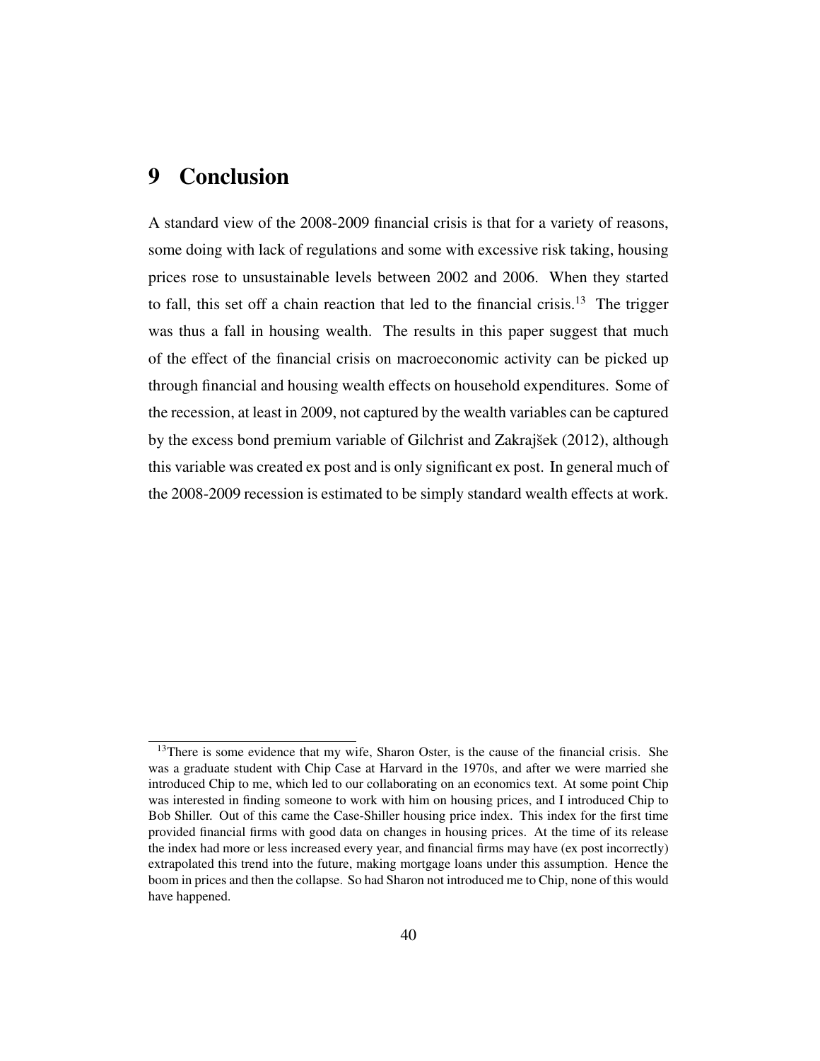# 9 Conclusion

A standard view of the 2008-2009 financial crisis is that for a variety of reasons, some doing with lack of regulations and some with excessive risk taking, housing prices rose to unsustainable levels between 2002 and 2006. When they started to fall, this set off a chain reaction that led to the financial crisis.[13] The trigger was thus a fall in housing wealth. The results in this paper suggest that much of the effect of the financial crisis on macroeconomic activity can be picked up through financial and housing wealth effects on household expenditures. Some of the recession, at least in 2009, not captured by the wealth variables can be captured by the excess bond premium variable of Gilchrist and Zakrajšek (2012), although this variable was created ex post and is only significant ex post. In general much of the 2008-2009 recession is estimated to be simply standard wealth effects at work.

[13] There is some evidence that my wife, Sharon Oster, is the cause of the financial crisis. She was a graduate student with Chip Case at Harvard in the 1970s, and after we were married she introduced Chip to me, which led to our collaborating on an economics text. At some point Chip was interested in finding someone to work with him on housing prices, and I introduced Chip to Bob Shiller. Out of this came the Case-Shiller housing price index. This index for the first time provided financial firms with good data on changes in housing prices. At the time of its release the index had more or less increased every year, and financial firms may have (ex post incorrectly) extrapolated this trend into the future, making mortgage loans under this assumption. Hence the boom in prices and then the collapse. So had Sharon not introduced me to Chip, none of this would have happened.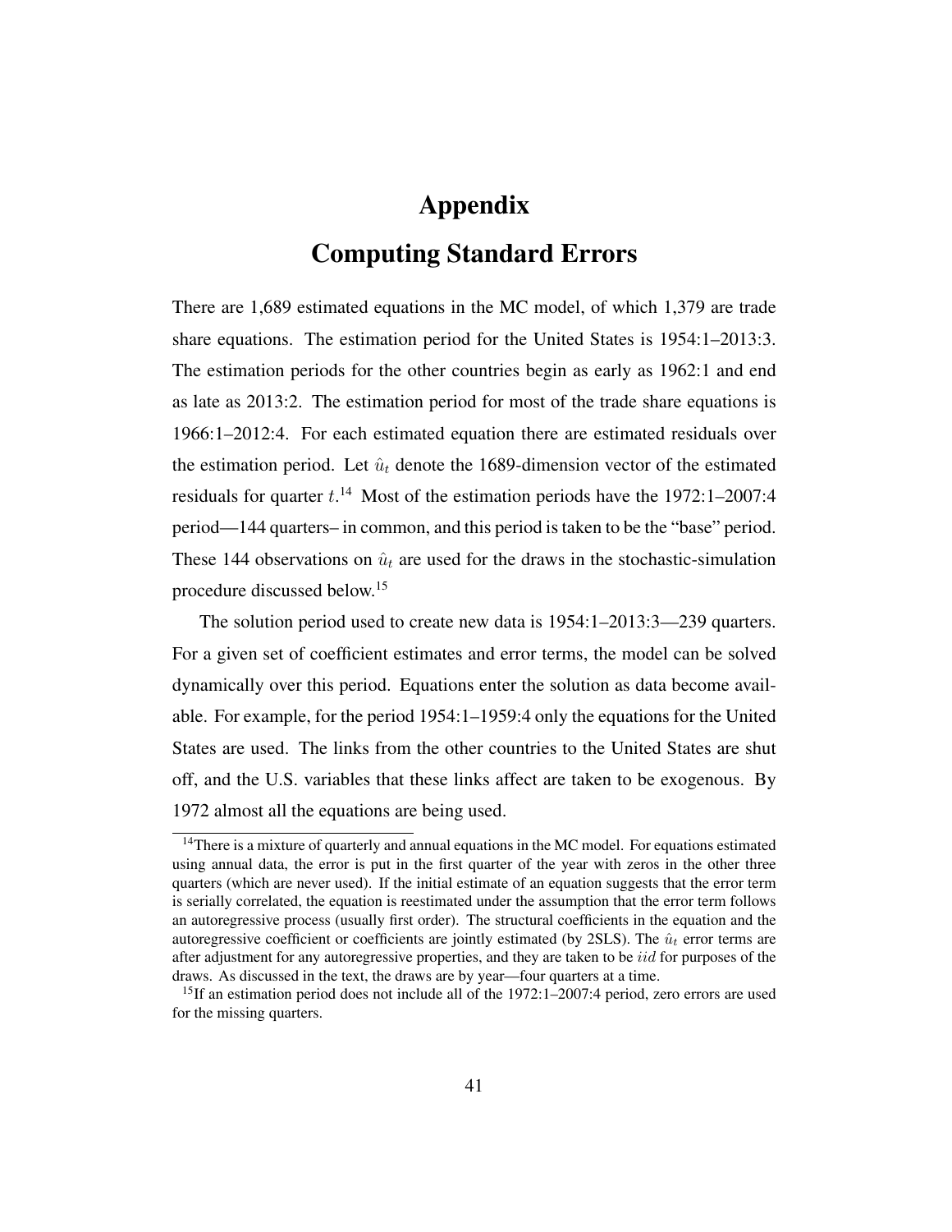# Appendix

## Computing Standard Errors

There are 1,689 estimated equations in the MC model, of which 1,379 are trade share equations. The estimation period for the United States is 1954:1–2013:3. The estimation periods for the other countries begin as early as 1962:1 and end as late as 2013:2. The estimation period for most of the trade share equations is 1966:1–2012:4. For each estimated equation there are estimated residuals over the estimation period. Let $\hat{u}_t$ denote the 1689-dimension vector of the estimated residuals for quarter $t$.[14] Most of the estimation periods have the 1972:1–2007:4 period—144 quarters– in common, and this period is taken to be the "base" period. These 144 observations on $\hat{u}_t$ are used for the draws in the stochastic-simulation procedure discussed below.[15]

The solution period used to create new data is 1954:1–2013:3—239 quarters. For a given set of coefficient estimates and error terms, the model can be solved dynamically over this period. Equations enter the solution as data become available. For example, for the period 1954:1–1959:4 only the equations for the United States are used. The links from the other countries to the United States are shut off, and the U.S. variables that these links affect are taken to be exogenous. By 1972 almost all the equations are being used.

[14] There is a mixture of quarterly and annual equations in the MC model. For equations estimated using annual data, the error is put in the first quarter of the year with zeros in the other three quarters (which are never used). If the initial estimate of an equation suggests that the error term is serially correlated, the equation is reestimated under the assumption that the error term follows an autoregressive process (usually first order). The structural coefficients in the equation and the autoregressive coefficient or coefficients are jointly estimated (by 2SLS). The $\hat{u}_t$ error terms are after adjustment for any autoregressive properties, and they are taken to be $iid$ for purposes of the draws. As discussed in the text, the draws are by year—four quarters at a time.

[15] If an estimation period does not include all of the 1972:1–2007:4 period, zero errors are used for the missing quarters.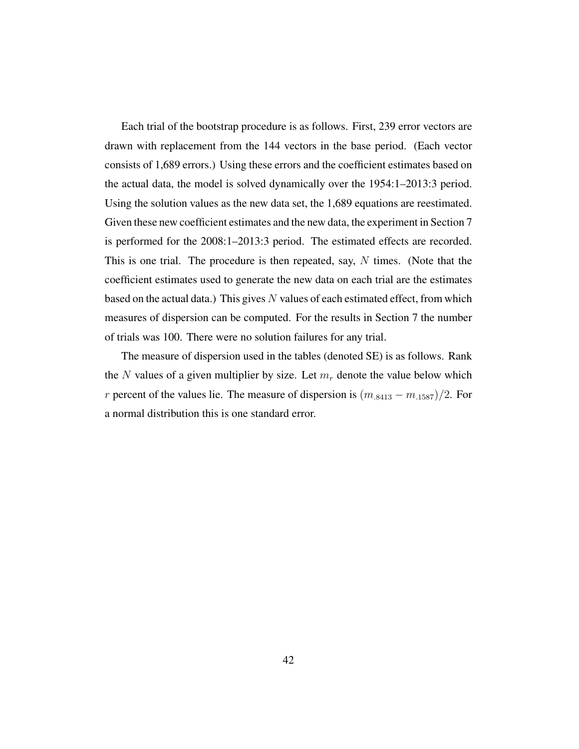Each trial of the bootstrap procedure is as follows. First, 239 error vectors are drawn with replacement from the 144 vectors in the base period. (Each vector consists of 1,689 errors.) Using these errors and the coefficient estimates based on the actual data, the model is solved dynamically over the 1954:1–2013:3 period. Using the solution values as the new data set, the 1,689 equations are reestimated. Given these new coefficient estimates and the new data, the experiment in Section 7 is performed for the 2008:1–2013:3 period. The estimated effects are recorded. This is one trial. The procedure is then repeated, say, $N$ times. (Note that the coefficient estimates used to generate the new data on each trial are the estimates based on the actual data.) This gives $N$ values of each estimated effect, from which measures of dispersion can be computed. For the results in Section 7 the number of trials was 100. There were no solution failures for any trial.

The measure of dispersion used in the tables (denoted SE) is as follows. Rank the $N$ values of a given multiplier by size. Let $m_r$ denote the value below which $r$ percent of the values lie. The measure of dispersion is $(m_{.8413} - m_{.1587})/2$. For a normal distribution this is one standard error.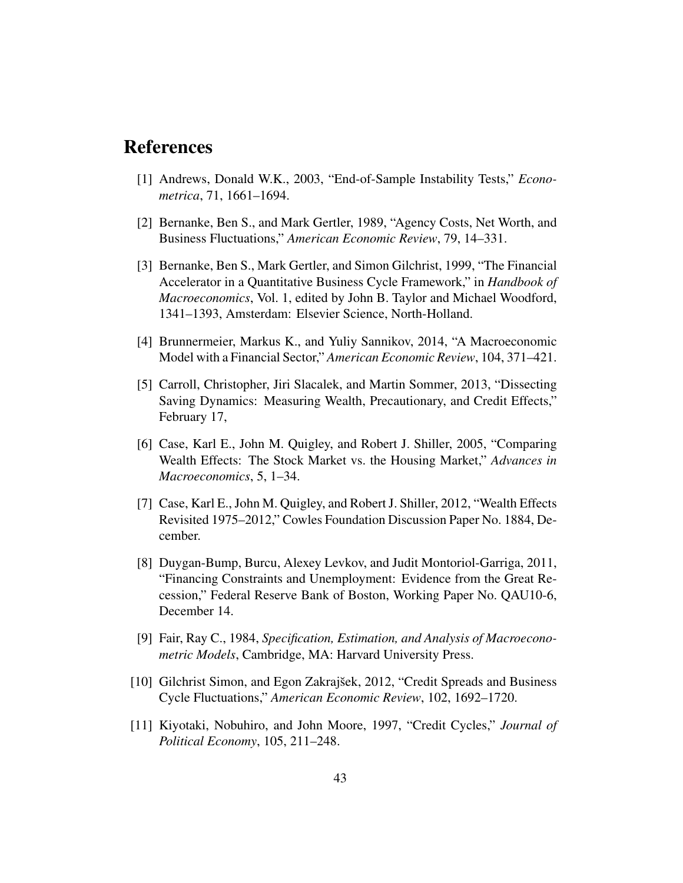# References

[1] Andrews, Donald W.K., 2003, "End-of-Sample Instability Tests," *Econometrica*, 71, 1661–1694.

[2] Bernanke, Ben S., and Mark Gertler, 1989, "Agency Costs, Net Worth, and Business Fluctuations," *American Economic Review*, 79, 14–331.

[3] Bernanke, Ben S., Mark Gertler, and Simon Gilchrist, 1999, "The Financial Accelerator in a Quantitative Business Cycle Framework," in *Handbook of Macroeconomics*, Vol. 1, edited by John B. Taylor and Michael Woodford, 1341–1393, Amsterdam: Elsevier Science, North-Holland.

[4] Brunnermeier, Markus K., and Yuliy Sannikov, 2014, "A Macroeconomic Model with a Financial Sector," *American Economic Review*, 104, 371–421.

[5] Carroll, Christopher, Jiri Slacalek, and Martin Sommer, 2013, "Dissecting Saving Dynamics: Measuring Wealth, Precautionary, and Credit Effects," February 17,

[6] Case, Karl E., John M. Quigley, and Robert J. Shiller, 2005, "Comparing Wealth Effects: The Stock Market vs. the Housing Market," *Advances in Macroeconomics*, 5, 1–34.

[7] Case, Karl E., John M. Quigley, and Robert J. Shiller, 2012, "Wealth Effects Revisited 1975–2012," Cowles Foundation Discussion Paper No. 1884, December.

[8] Duygan-Bump, Burcu, Alexey Levkov, and Judit Montoriol-Garriga, 2011, "Financing Constraints and Unemployment: Evidence from the Great Recession," Federal Reserve Bank of Boston, Working Paper No. QAU10-6, December 14.

[9] Fair, Ray C., 1984, *Specification, Estimation, and Analysis of Macroeconometric Models*, Cambridge, MA: Harvard University Press.

[10] Gilchrist Simon, and Egon Zakrajšek, 2012, "Credit Spreads and Business Cycle Fluctuations," *American Economic Review*, 102, 1692–1720.

[11] Kiyotaki, Nobuhiro, and John Moore, 1997, "Credit Cycles," *Journal of Political Economy*, 105, 211–248.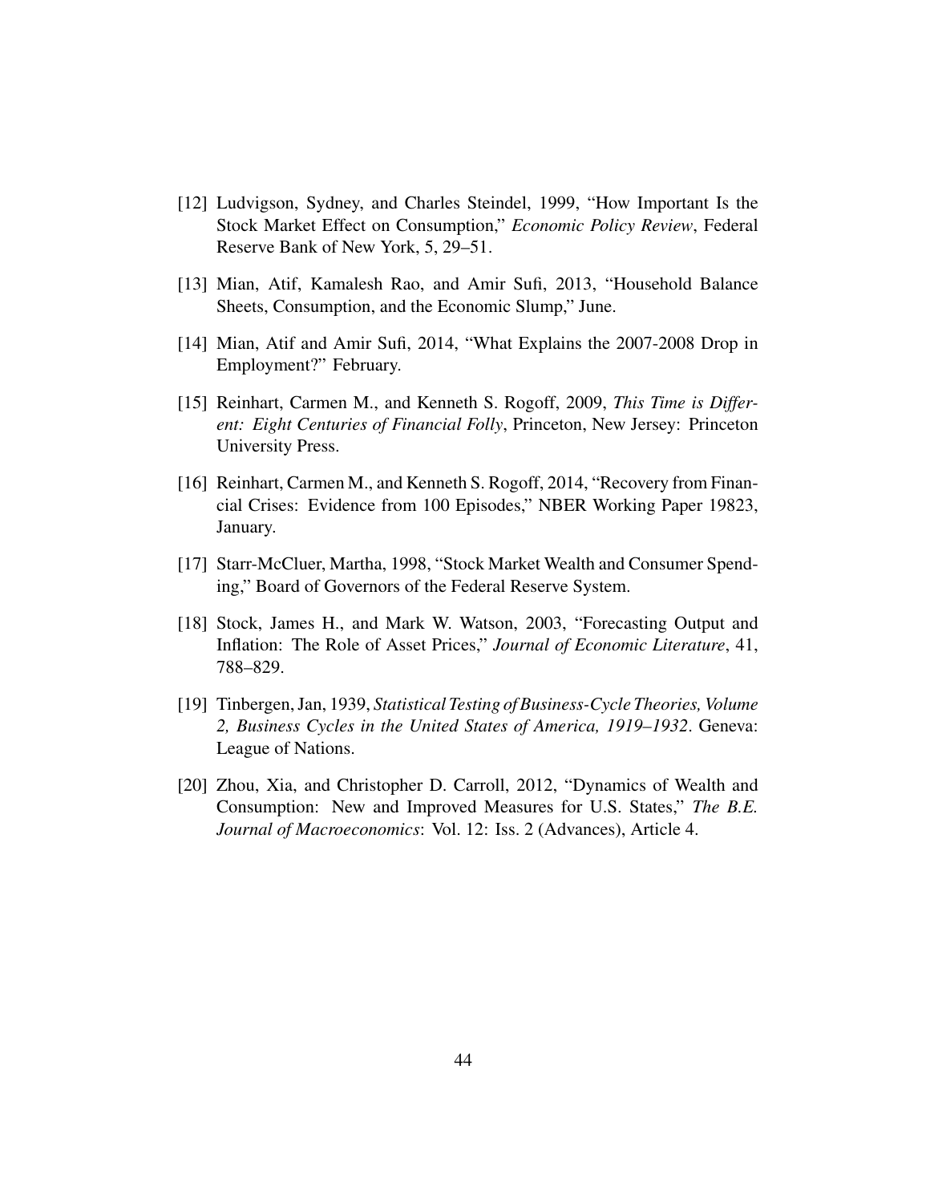[12] Ludvigson, Sydney, and Charles Steindel, 1999, "How Important Is the Stock Market Effect on Consumption," *Economic Policy Review*, Federal Reserve Bank of New York, 5, 29–51.

[13] Mian, Atif, Kamalesh Rao, and Amir Sufi, 2013, "Household Balance Sheets, Consumption, and the Economic Slump," June.

[14] Mian, Atif and Amir Sufi, 2014, "What Explains the 2007-2008 Drop in Employment?" February.

[15] Reinhart, Carmen M., and Kenneth S. Rogoff, 2009, *This Time is Different: Eight Centuries of Financial Folly*, Princeton, New Jersey: Princeton University Press.

[16] Reinhart, Carmen M., and Kenneth S. Rogoff, 2014, "Recovery from Financial Crises: Evidence from 100 Episodes," NBER Working Paper 19823, January.

[17] Starr-McCluer, Martha, 1998, "Stock Market Wealth and Consumer Spending," Board of Governors of the Federal Reserve System.

[18] Stock, James H., and Mark W. Watson, 2003, "Forecasting Output and Inflation: The Role of Asset Prices," *Journal of Economic Literature*, 41, 788–829.

[19] Tinbergen, Jan, 1939, *Statistical Testing of Business-Cycle Theories, Volume 2, Business Cycles in the United States of America, 1919–1932*. Geneva: League of Nations.

[20] Zhou, Xia, and Christopher D. Carroll, 2012, "Dynamics of Wealth and Consumption: New and Improved Measures for U.S. States," *The B.E. Journal of Macroeconomics*: Vol. 12: Iss. 2 (Advances), Article 4.